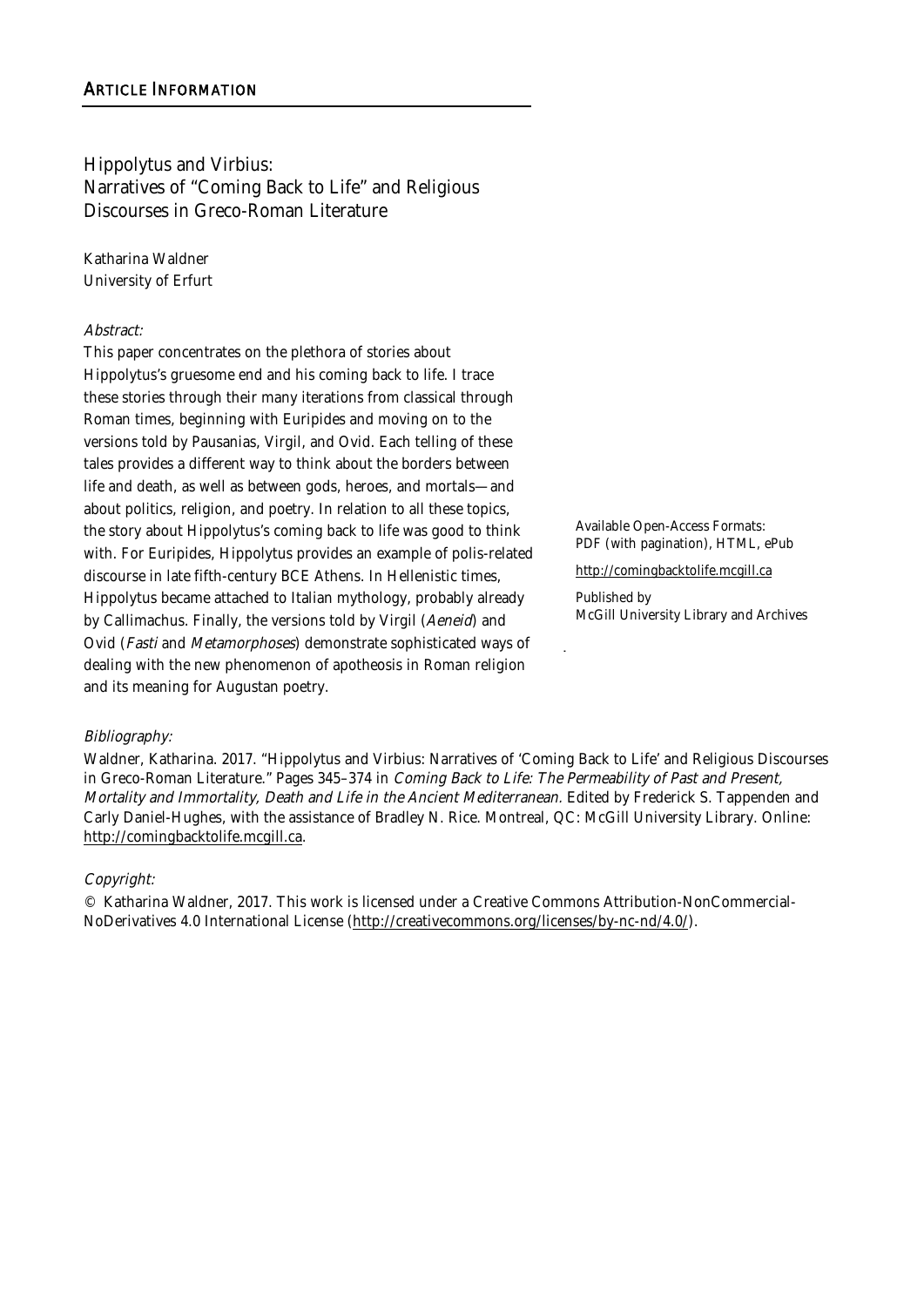## Article Information

# Hippolytus and Virbius: Narratives of "Coming Back to Life" and Religious Discourses in Greco-Roman Literature

Katharina Waldner
University of Erfurt

*Abstract:*

This paper concentrates on the plethora of stories about Hippolytus's gruesome end and his coming back to life. I trace these stories through their many iterations from classical through Roman times, beginning with Euripides and moving on to the versions told by Pausanias, Virgil, and Ovid. Each telling of these tales provides a different way to think about the borders between life and death, as well as between gods, heroes, and mortals—and about politics, religion, and poetry. In relation to all these topics, the story about Hippolytus's coming back to life was good to think with. For Euripides, Hippolytus provides an example of polis-related discourse in late fifth-century BCE Athens. In Hellenistic times, Hippolytus became attached to Italian mythology, probably already by Callimachus. Finally, the versions told by Virgil (*Aeneid*) and Ovid (*Fasti* and *Metamorphoses*) demonstrate sophisticated ways of dealing with the new phenomenon of apotheosis in Roman religion and its meaning for Augustan poetry.

Available Open-Access Formats:
PDF (with pagination), HTML, ePub

http://comingbacktolife.mcgill.ca

Published by
McGill University Library and Archives

*Bibliography:*

Waldner, Katharina. 2017. "Hippolytus and Virbius: Narratives of 'Coming Back to Life' and Religious Discourses in Greco-Roman Literature." Pages 345–374 in *Coming Back to Life: The Permeability of Past and Present, Mortality and Immortality, Death and Life in the Ancient Mediterranean.* Edited by Frederick S. Tappenden and Carly Daniel-Hughes, with the assistance of Bradley N. Rice. Montreal, QC: McGill University Library. Online: http://comingbacktolife.mcgill.ca.

*Copyright:*

© Katharina Waldner, 2017. This work is licensed under a Creative Commons Attribution-NonCommercial-NoDerivatives 4.0 International License (http://creativecommons.org/licenses/by-nc-nd/4.0/).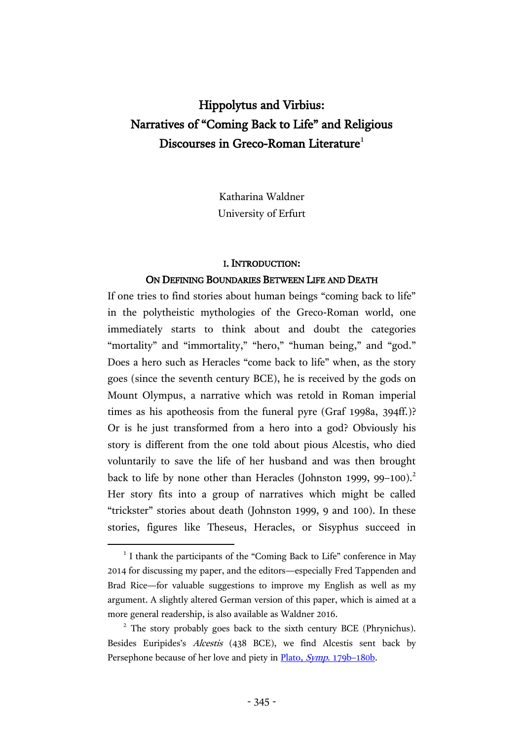# Hippolytus and Virbius: Narratives of "Coming Back to Life" and Religious Discourses in Greco-Roman Literature[1]

Katharina Waldner
University of Erfurt

## I. Introduction: On Defining Boundaries Between Life and Death

If one tries to find stories about human beings "coming back to life" in the polytheistic mythologies of the Greco-Roman world, one immediately starts to think about and doubt the categories "mortality" and "immortality," "hero," "human being," and "god." Does a hero such as Heracles "come back to life" when, as the story goes (since the seventh century BCE), he is received by the gods on Mount Olympus, a narrative which was retold in Roman imperial times as his apotheosis from the funeral pyre (Graf 1998a, 394ff.)? Or is he just transformed from a hero into a god? Obviously his story is different from the one told about pious Alcestis, who died voluntarily to save the life of her husband and was then brought back to life by none other than Heracles (Johnston 1999, 99–100).[2] Her story fits into a group of narratives which might be called "trickster" stories about death (Johnston 1999, 9 and 100). In these stories, figures like Theseus, Heracles, or Sisyphus succeed in

---

[1] I thank the participants of the "Coming Back to Life" conference in May 2014 for discussing my paper, and the editors—especially Fred Tappenden and Brad Rice—for valuable suggestions to improve my English as well as my argument. A slightly altered German version of this paper, which is aimed at a more general readership, is also available as Waldner 2016.

[2] The story probably goes back to the sixth century BCE (Phrynichus). Besides Euripides's *Alcestis* (438 BCE), we find Alcestis sent back by Persephone because of her love and piety in Plato, *Symp.* 179b–180b.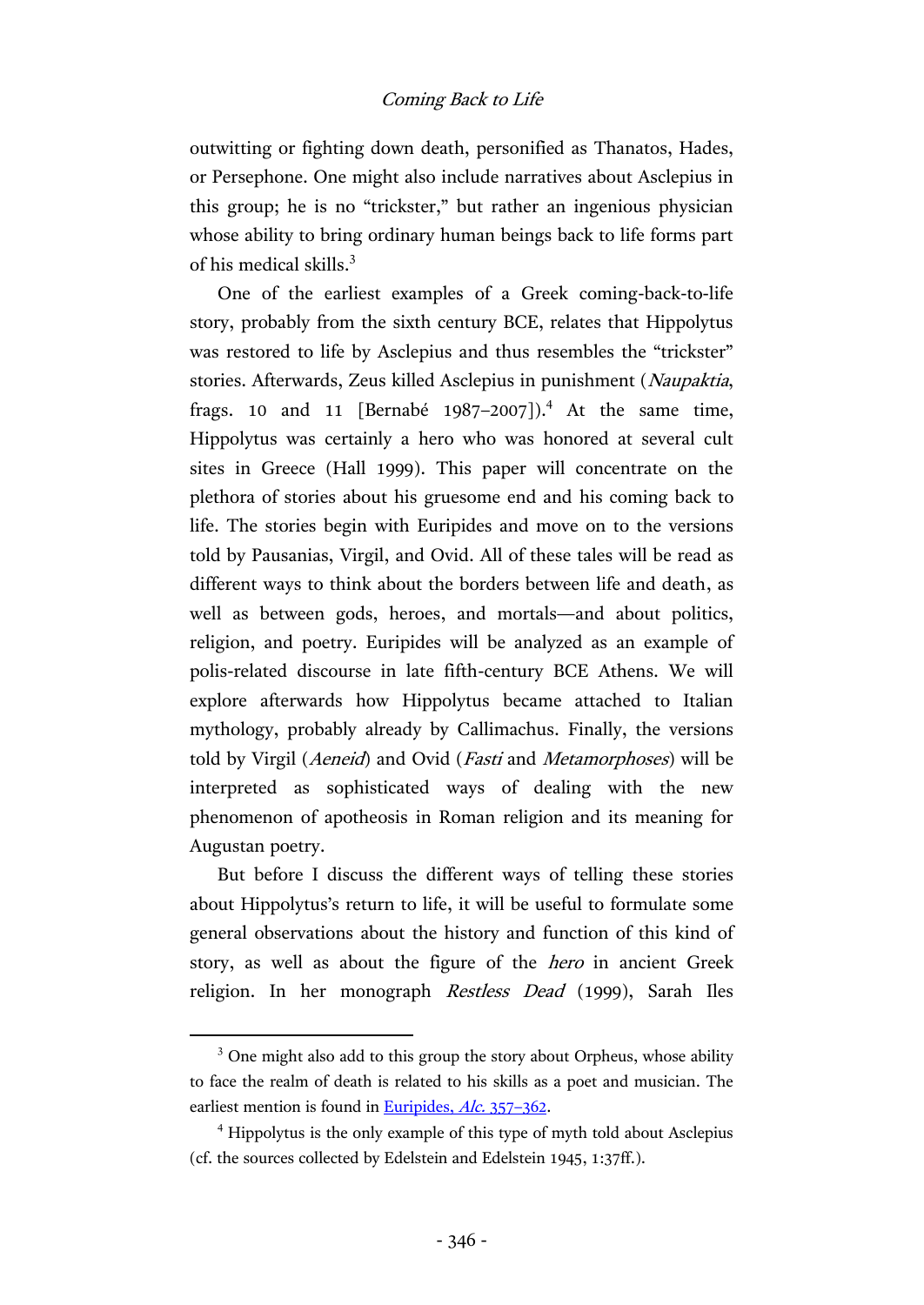outwitting or fighting down death, personified as Thanatos, Hades, or Persephone. One might also include narratives about Asclepius in this group; he is no "trickster," but rather an ingenious physician whose ability to bring ordinary human beings back to life forms part of his medical skills.[3]

One of the earliest examples of a Greek coming-back-to-life story, probably from the sixth century BCE, relates that Hippolytus was restored to life by Asclepius and thus resembles the "trickster" stories. Afterwards, Zeus killed Asclepius in punishment (*Naupaktia*, frags. 10 and 11 [Bernabé 1987–2007]).[4] At the same time, Hippolytus was certainly a hero who was honored at several cult sites in Greece (Hall 1999). This paper will concentrate on the plethora of stories about his gruesome end and his coming back to life. The stories begin with Euripides and move on to the versions told by Pausanias, Virgil, and Ovid. All of these tales will be read as different ways to think about the borders between life and death, as well as between gods, heroes, and mortals—and about politics, religion, and poetry. Euripides will be analyzed as an example of polis-related discourse in late fifth-century BCE Athens. We will explore afterwards how Hippolytus became attached to Italian mythology, probably already by Callimachus. Finally, the versions told by Virgil (*Aeneid*) and Ovid (*Fasti* and *Metamorphoses*) will be interpreted as sophisticated ways of dealing with the new phenomenon of apotheosis in Roman religion and its meaning for Augustan poetry.

But before I discuss the different ways of telling these stories about Hippolytus's return to life, it will be useful to formulate some general observations about the history and function of this kind of story, as well as about the figure of the *hero* in ancient Greek religion. In her monograph *Restless Dead* (1999), Sarah Iles

---

[3] One might also add to this group the story about Orpheus, whose ability to face the realm of death is related to his skills as a poet and musician. The earliest mention is found in Euripides, *Alc.* 357–362.

[4] Hippolytus is the only example of this type of myth told about Asclepius (cf. the sources collected by Edelstein and Edelstein 1945, 1:37ff.).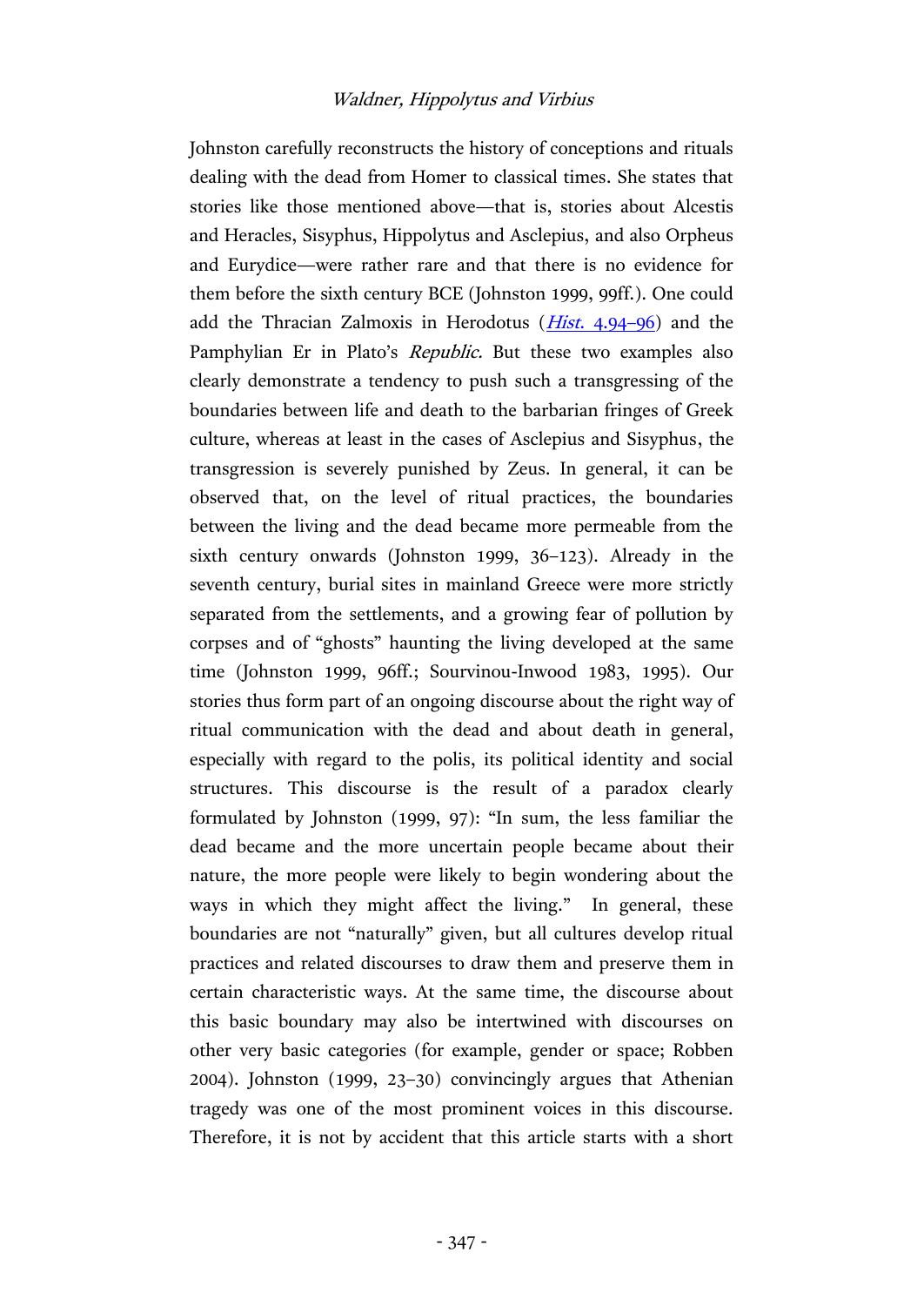Johnston carefully reconstructs the history of conceptions and rituals dealing with the dead from Homer to classical times. She states that stories like those mentioned above—that is, stories about Alcestis and Heracles, Sisyphus, Hippolytus and Asclepius, and also Orpheus and Eurydice—were rather rare and that there is no evidence for them before the sixth century BCE (Johnston 1999, 99ff.). One could add the Thracian Zalmoxis in Herodotus (*Hist.* 4.94–96) and the Pamphylian Er in Plato's *Republic.* But these two examples also clearly demonstrate a tendency to push such a transgressing of the boundaries between life and death to the barbarian fringes of Greek culture, whereas at least in the cases of Asclepius and Sisyphus, the transgression is severely punished by Zeus. In general, it can be observed that, on the level of ritual practices, the boundaries between the living and the dead became more permeable from the sixth century onwards (Johnston 1999, 36–123). Already in the seventh century, burial sites in mainland Greece were more strictly separated from the settlements, and a growing fear of pollution by corpses and of "ghosts" haunting the living developed at the same time (Johnston 1999, 96ff.; Sourvinou-Inwood 1983, 1995). Our stories thus form part of an ongoing discourse about the right way of ritual communication with the dead and about death in general, especially with regard to the polis, its political identity and social structures. This discourse is the result of a paradox clearly formulated by Johnston (1999, 97): "In sum, the less familiar the dead became and the more uncertain people became about their nature, the more people were likely to begin wondering about the ways in which they might affect the living." In general, these boundaries are not "naturally" given, but all cultures develop ritual practices and related discourses to draw them and preserve them in certain characteristic ways. At the same time, the discourse about this basic boundary may also be intertwined with discourses on other very basic categories (for example, gender or space; Robben 2004). Johnston (1999, 23–30) convincingly argues that Athenian tragedy was one of the most prominent voices in this discourse. Therefore, it is not by accident that this article starts with a short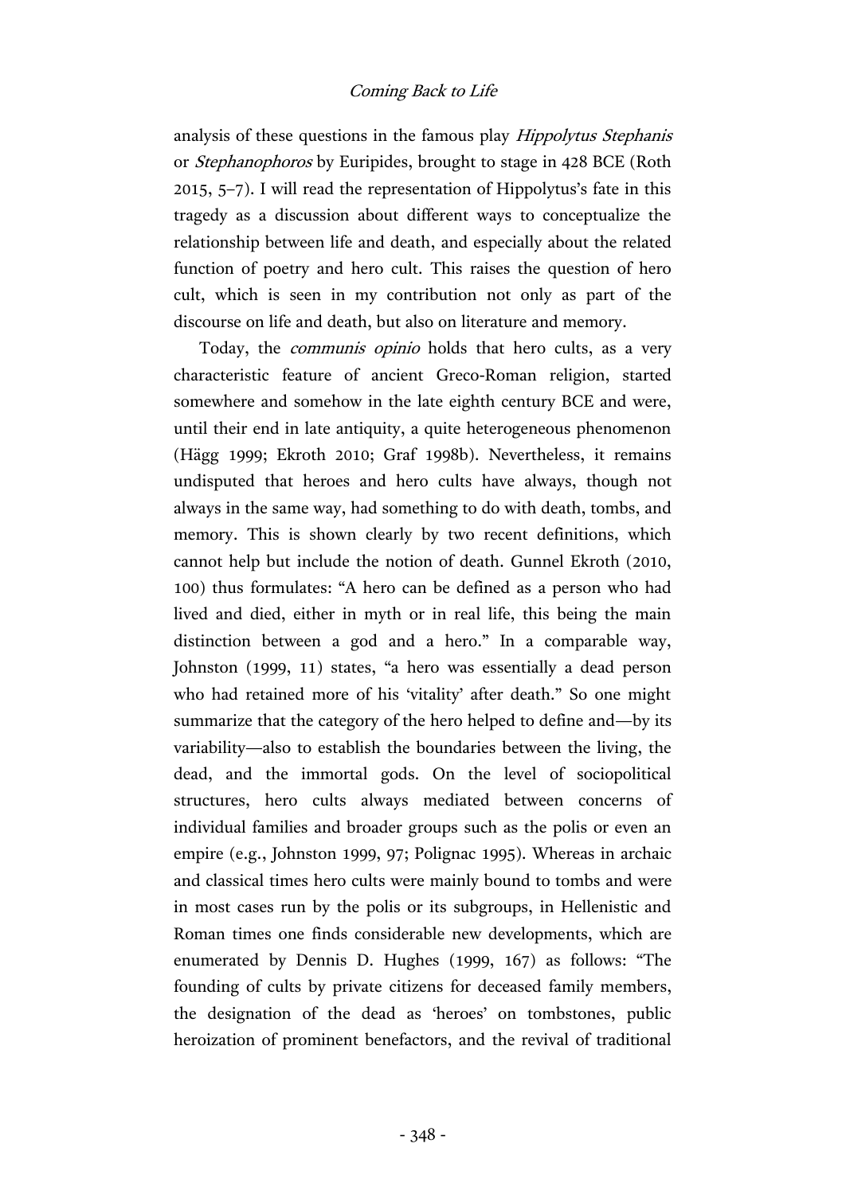analysis of these questions in the famous play *Hippolytus Stephanis* or *Stephanophoros* by Euripides, brought to stage in 428 BCE (Roth 2015, 5–7). I will read the representation of Hippolytus's fate in this tragedy as a discussion about different ways to conceptualize the relationship between life and death, and especially about the related function of poetry and hero cult. This raises the question of hero cult, which is seen in my contribution not only as part of the discourse on life and death, but also on literature and memory.

Today, the *communis opinio* holds that hero cults, as a very characteristic feature of ancient Greco-Roman religion, started somewhere and somehow in the late eighth century BCE and were, until their end in late antiquity, a quite heterogeneous phenomenon (Hägg 1999; Ekroth 2010; Graf 1998b). Nevertheless, it remains undisputed that heroes and hero cults have always, though not always in the same way, had something to do with death, tombs, and memory. This is shown clearly by two recent definitions, which cannot help but include the notion of death. Gunnel Ekroth (2010, 100) thus formulates: "A hero can be defined as a person who had lived and died, either in myth or in real life, this being the main distinction between a god and a hero." In a comparable way, Johnston (1999, 11) states, "a hero was essentially a dead person who had retained more of his 'vitality' after death." So one might summarize that the category of the hero helped to define and—by its variability—also to establish the boundaries between the living, the dead, and the immortal gods. On the level of sociopolitical structures, hero cults always mediated between concerns of individual families and broader groups such as the polis or even an empire (e.g., Johnston 1999, 97; Polignac 1995). Whereas in archaic and classical times hero cults were mainly bound to tombs and were in most cases run by the polis or its subgroups, in Hellenistic and Roman times one finds considerable new developments, which are enumerated by Dennis D. Hughes (1999, 167) as follows: "The founding of cults by private citizens for deceased family members, the designation of the dead as 'heroes' on tombstones, public heroization of prominent benefactors, and the revival of traditional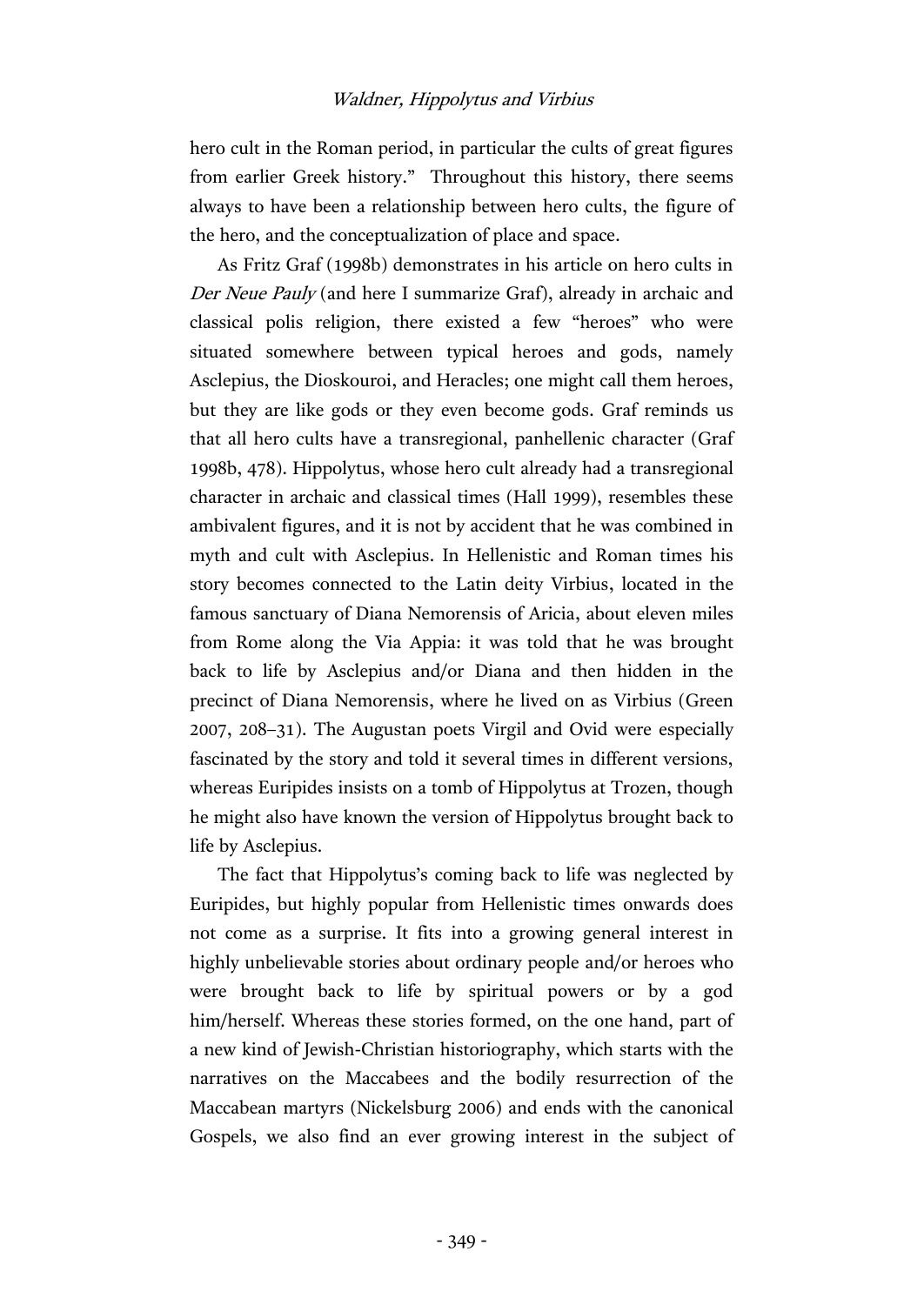hero cult in the Roman period, in particular the cults of great figures from earlier Greek history." Throughout this history, there seems always to have been a relationship between hero cults, the figure of the hero, and the conceptualization of place and space.

As Fritz Graf (1998b) demonstrates in his article on hero cults in *Der Neue Pauly* (and here I summarize Graf), already in archaic and classical polis religion, there existed a few "heroes" who were situated somewhere between typical heroes and gods, namely Asclepius, the Dioskouroi, and Heracles; one might call them heroes, but they are like gods or they even become gods. Graf reminds us that all hero cults have a transregional, panhellenic character (Graf 1998b, 478). Hippolytus, whose hero cult already had a transregional character in archaic and classical times (Hall 1999), resembles these ambivalent figures, and it is not by accident that he was combined in myth and cult with Asclepius. In Hellenistic and Roman times his story becomes connected to the Latin deity Virbius, located in the famous sanctuary of Diana Nemorensis of Aricia, about eleven miles from Rome along the Via Appia: it was told that he was brought back to life by Asclepius and/or Diana and then hidden in the precinct of Diana Nemorensis, where he lived on as Virbius (Green 2007, 208–31). The Augustan poets Virgil and Ovid were especially fascinated by the story and told it several times in different versions, whereas Euripides insists on a tomb of Hippolytus at Trozen, though he might also have known the version of Hippolytus brought back to life by Asclepius.

The fact that Hippolytus's coming back to life was neglected by Euripides, but highly popular from Hellenistic times onwards does not come as a surprise. It fits into a growing general interest in highly unbelievable stories about ordinary people and/or heroes who were brought back to life by spiritual powers or by a god him/herself. Whereas these stories formed, on the one hand, part of a new kind of Jewish-Christian historiography, which starts with the narratives on the Maccabees and the bodily resurrection of the Maccabean martyrs (Nickelsburg 2006) and ends with the canonical Gospels, we also find an ever growing interest in the subject of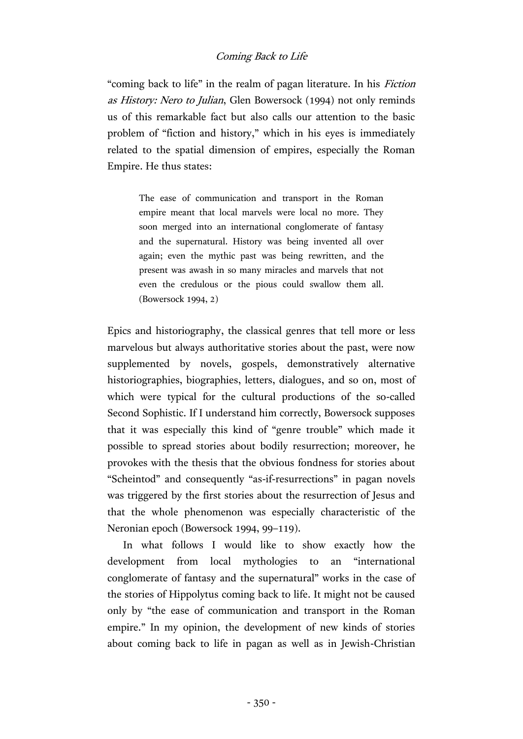"coming back to life" in the realm of pagan literature. In his *Fiction as History: Nero to Julian*, Glen Bowersock (1994) not only reminds us of this remarkable fact but also calls our attention to the basic problem of "fiction and history," which in his eyes is immediately related to the spatial dimension of empires, especially the Roman Empire. He thus states:

> The ease of communication and transport in the Roman empire meant that local marvels were local no more. They soon merged into an international conglomerate of fantasy and the supernatural. History was being invented all over again; even the mythic past was being rewritten, and the present was awash in so many miracles and marvels that not even the credulous or the pious could swallow them all. (Bowersock 1994, 2)

Epics and historiography, the classical genres that tell more or less marvelous but always authoritative stories about the past, were now supplemented by novels, gospels, demonstratively alternative historiographies, biographies, letters, dialogues, and so on, most of which were typical for the cultural productions of the so-called Second Sophistic. If I understand him correctly, Bowersock supposes that it was especially this kind of "genre trouble" which made it possible to spread stories about bodily resurrection; moreover, he provokes with the thesis that the obvious fondness for stories about "Scheintod" and consequently "as-if-resurrections" in pagan novels was triggered by the first stories about the resurrection of Jesus and that the whole phenomenon was especially characteristic of the Neronian epoch (Bowersock 1994, 99–119).

In what follows I would like to show exactly how the development from local mythologies to an "international conglomerate of fantasy and the supernatural" works in the case of the stories of Hippolytus coming back to life. It might not be caused only by "the ease of communication and transport in the Roman empire." In my opinion, the development of new kinds of stories about coming back to life in pagan as well as in Jewish-Christian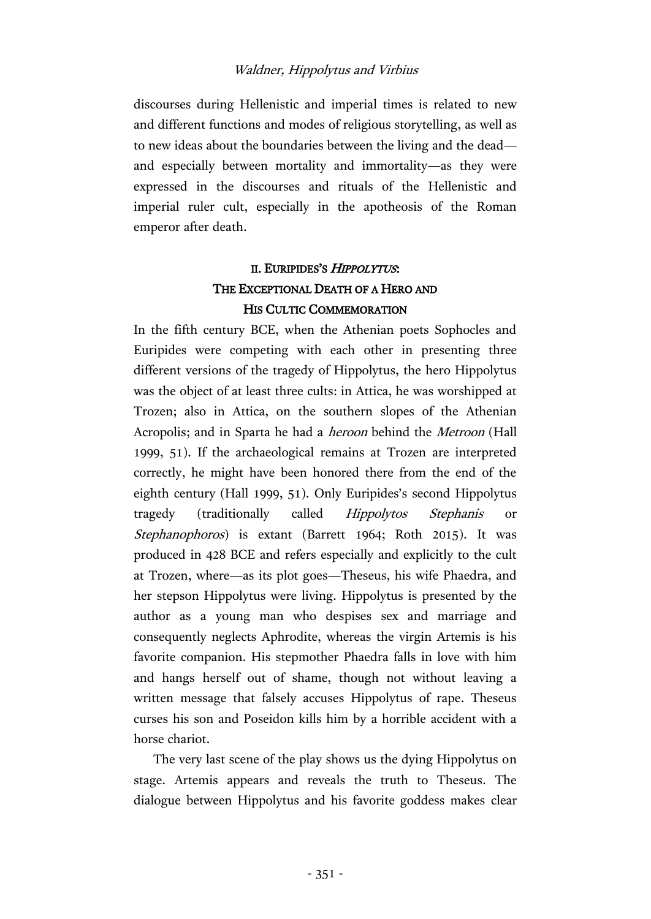discourses during Hellenistic and imperial times is related to new and different functions and modes of religious storytelling, as well as to new ideas about the boundaries between the living and the dead—and especially between mortality and immortality—as they were expressed in the discourses and rituals of the Hellenistic and imperial ruler cult, especially in the apotheosis of the Roman emperor after death.

## II. Euripides's *Hippolytus*: The Exceptional Death of a Hero and His Cultic Commemoration

In the fifth century BCE, when the Athenian poets Sophocles and Euripides were competing with each other in presenting three different versions of the tragedy of Hippolytus, the hero Hippolytus was the object of at least three cults: in Attica, he was worshipped at Trozen; also in Attica, on the southern slopes of the Athenian Acropolis; and in Sparta he had a *heroon* behind the *Metroon* (Hall 1999, 51). If the archaeological remains at Trozen are interpreted correctly, he might have been honored there from the end of the eighth century (Hall 1999, 51). Only Euripides's second Hippolytus tragedy (traditionally called *Hippolytos Stephanis* or *Stephanophoros*) is extant (Barrett 1964; Roth 2015). It was produced in 428 BCE and refers especially and explicitly to the cult at Trozen, where—as its plot goes—Theseus, his wife Phaedra, and her stepson Hippolytus were living. Hippolytus is presented by the author as a young man who despises sex and marriage and consequently neglects Aphrodite, whereas the virgin Artemis is his favorite companion. His stepmother Phaedra falls in love with him and hangs herself out of shame, though not without leaving a written message that falsely accuses Hippolytus of rape. Theseus curses his son and Poseidon kills him by a horrible accident with a horse chariot.

The very last scene of the play shows us the dying Hippolytus on stage. Artemis appears and reveals the truth to Theseus. The dialogue between Hippolytus and his favorite goddess makes clear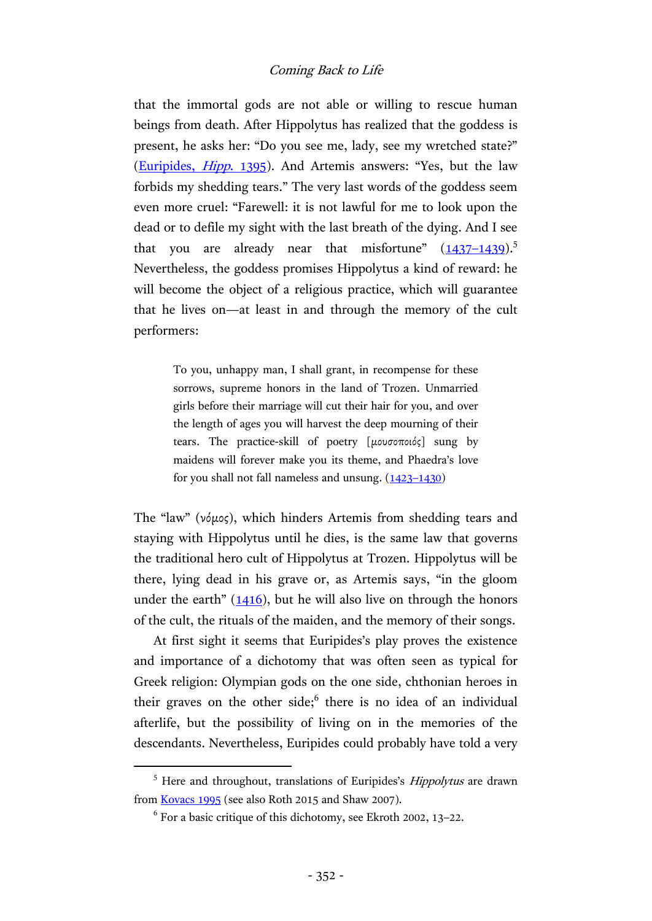that the immortal gods are not able or willing to rescue human beings from death. After Hippolytus has realized that the goddess is present, he asks her: "Do you see me, lady, see my wretched state?" (Euripides, *Hipp.* 1395). And Artemis answers: "Yes, but the law forbids my shedding tears." The very last words of the goddess seem even more cruel: "Farewell: it is not lawful for me to look upon the dead or to defile my sight with the last breath of the dying. And I see that you are already near that misfortune" (1437–1439).[5] Nevertheless, the goddess promises Hippolytus a kind of reward: he will become the object of a religious practice, which will guarantee that he lives on—at least in and through the memory of the cult performers:

> To you, unhappy man, I shall grant, in recompense for these sorrows, supreme honors in the land of Trozen. Unmarried girls before their marriage will cut their hair for you, and over the length of ages you will harvest the deep mourning of their tears. The practice-skill of poetry [μουσοποιός] sung by maidens will forever make you its theme, and Phaedra's love for you shall not fall nameless and unsung. (1423–1430)

The "law" (νόμος), which hinders Artemis from shedding tears and staying with Hippolytus until he dies, is the same law that governs the traditional hero cult of Hippolytus at Trozen. Hippolytus will be there, lying dead in his grave or, as Artemis says, "in the gloom under the earth" (1416), but he will also live on through the honors of the cult, the rituals of the maiden, and the memory of their songs.

At first sight it seems that Euripides's play proves the existence and importance of a dichotomy that was often seen as typical for Greek religion: Olympian gods on the one side, chthonian heroes in their graves on the other side;[6] there is no idea of an individual afterlife, but the possibility of living on in the memories of the descendants. Nevertheless, Euripides could probably have told a very

---

[5] Here and throughout, translations of Euripides's *Hippolytus* are drawn from Kovacs 1995 (see also Roth 2015 and Shaw 2007).

[6] For a basic critique of this dichotomy, see Ekroth 2002, 13–22.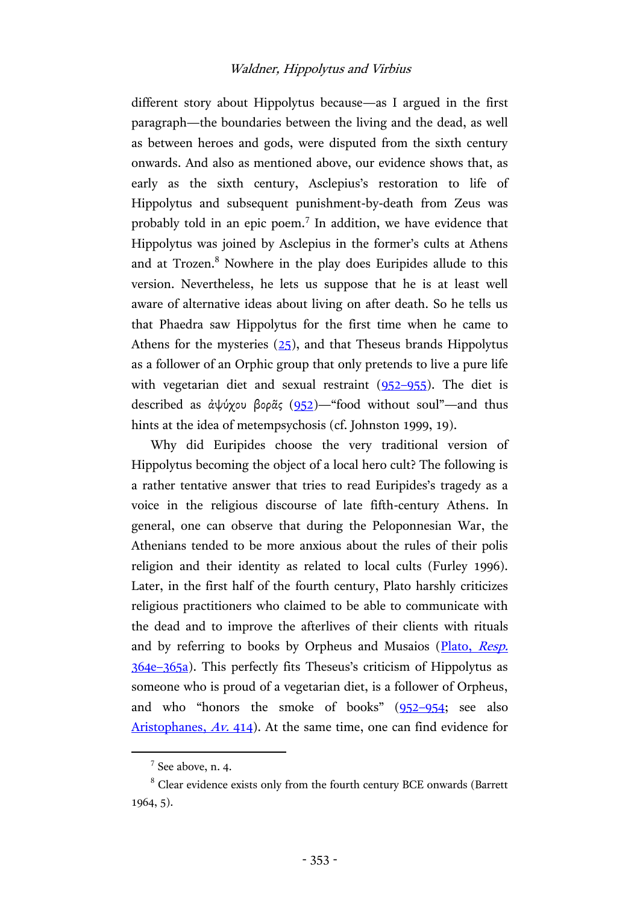different story about Hippolytus because—as I argued in the first paragraph—the boundaries between the living and the dead, as well as between heroes and gods, were disputed from the sixth century onwards. And also as mentioned above, our evidence shows that, as early as the sixth century, Asclepius's restoration to life of Hippolytus and subsequent punishment-by-death from Zeus was probably told in an epic poem.[7] In addition, we have evidence that Hippolytus was joined by Asclepius in the former's cults at Athens and at Trozen.[8] Nowhere in the play does Euripides allude to this version. Nevertheless, he lets us suppose that he is at least well aware of alternative ideas about living on after death. So he tells us that Phaedra saw Hippolytus for the first time when he came to Athens for the mysteries (25), and that Theseus brands Hippolytus as a follower of an Orphic group that only pretends to live a pure life with vegetarian diet and sexual restraint (952–955). The diet is described as ἀψύχου βορᾶς (952)—"food without soul"—and thus hints at the idea of metempsychosis (cf. Johnston 1999, 19).

Why did Euripides choose the very traditional version of Hippolytus becoming the object of a local hero cult? The following is a rather tentative answer that tries to read Euripides's tragedy as a voice in the religious discourse of late fifth-century Athens. In general, one can observe that during the Peloponnesian War, the Athenians tended to be more anxious about the rules of their polis religion and their identity as related to local cults (Furley 1996). Later, in the first half of the fourth century, Plato harshly criticizes religious practitioners who claimed to be able to communicate with the dead and to improve the afterlives of their clients with rituals and by referring to books by Orpheus and Musaios (Plato, *Resp.* 364e–365a). This perfectly fits Theseus's criticism of Hippolytus as someone who is proud of a vegetarian diet, is a follower of Orpheus, and who "honors the smoke of books" (952–954; see also Aristophanes, *Av.* 414). At the same time, one can find evidence for

[7] See above, n. 4.

[8] Clear evidence exists only from the fourth century BCE onwards (Barrett 1964, 5).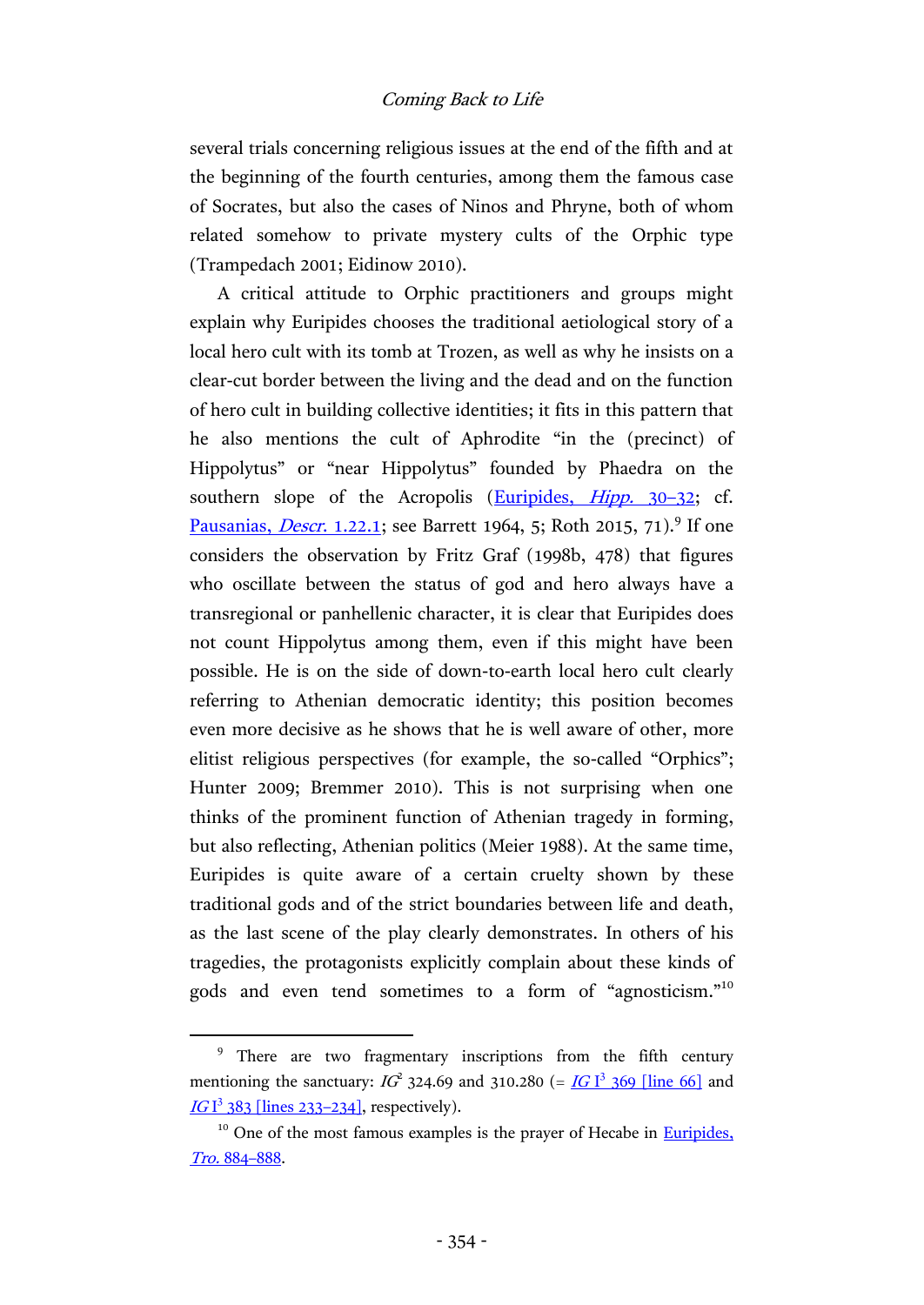several trials concerning religious issues at the end of the fifth and at the beginning of the fourth centuries, among them the famous case of Socrates, but also the cases of Ninos and Phryne, both of whom related somehow to private mystery cults of the Orphic type (Trampedach 2001; Eidinow 2010).

A critical attitude to Orphic practitioners and groups might explain why Euripides chooses the traditional aetiological story of a local hero cult with its tomb at Trozen, as well as why he insists on a clear-cut border between the living and the dead and on the function of hero cult in building collective identities; it fits in this pattern that he also mentions the cult of Aphrodite "in the (precinct) of Hippolytus" or "near Hippolytus" founded by Phaedra on the southern slope of the Acropolis (Euripides, *Hipp.* 30–32; cf. Pausanias, *Descr.* 1.22.1; see Barrett 1964, 5; Roth 2015, 71).[9] If one considers the observation by Fritz Graf (1998b, 478) that figures who oscillate between the status of god and hero always have a transregional or panhellenic character, it is clear that Euripides does not count Hippolytus among them, even if this might have been possible. He is on the side of down-to-earth local hero cult clearly referring to Athenian democratic identity; this position becomes even more decisive as he shows that he is well aware of other, more elitist religious perspectives (for example, the so-called "Orphics"; Hunter 2009; Bremmer 2010). This is not surprising when one thinks of the prominent function of Athenian tragedy in forming, but also reflecting, Athenian politics (Meier 1988). At the same time, Euripides is quite aware of a certain cruelty shown by these traditional gods and of the strict boundaries between life and death, as the last scene of the play clearly demonstrates. In others of his tragedies, the protagonists explicitly complain about these kinds of gods and even tend sometimes to a form of "agnosticism."[10]

---

[9] There are two fragmentary inscriptions from the fifth century mentioning the sanctuary: *IG*² 324.69 and 310.280 (= *IG* I³ 369 [line 66] and *IG* I³ 383 [lines 233–234], respectively).

[10] One of the most famous examples is the prayer of Hecabe in Euripides, *Tro.* 884–888.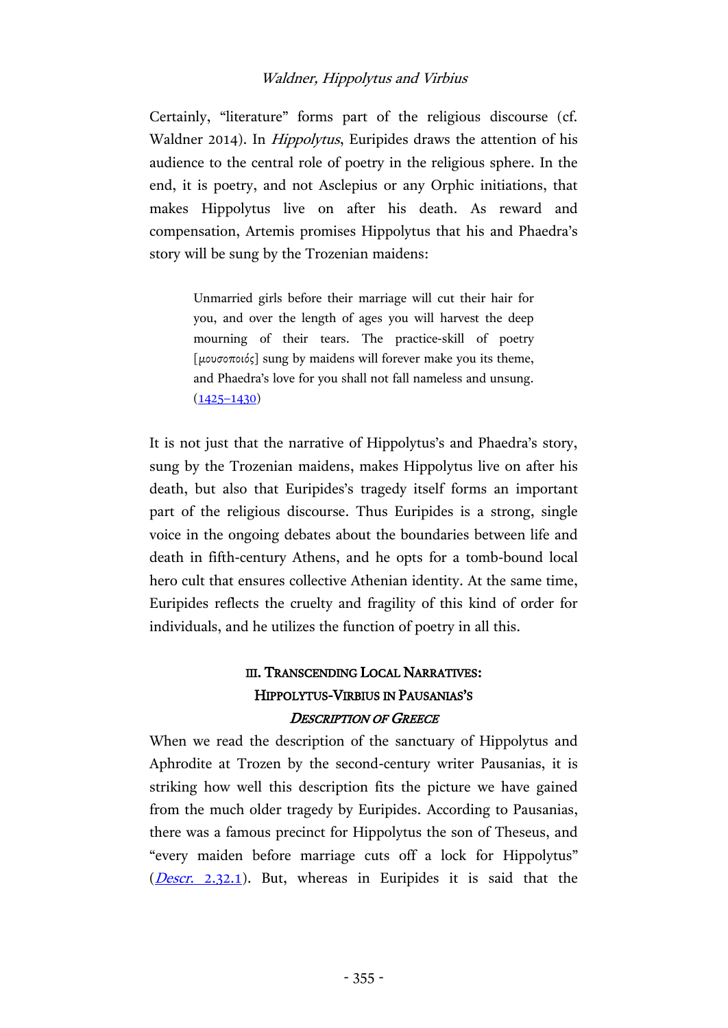Certainly, "literature" forms part of the religious discourse (cf. Waldner 2014). In *Hippolytus*, Euripides draws the attention of his audience to the central role of poetry in the religious sphere. In the end, it is poetry, and not Asclepius or any Orphic initiations, that makes Hippolytus live on after his death. As reward and compensation, Artemis promises Hippolytus that his and Phaedra's story will be sung by the Trozenian maidens:

> Unmarried girls before their marriage will cut their hair for you, and over the length of ages you will harvest the deep mourning of their tears. The practice-skill of poetry [μουσοποιός] sung by maidens will forever make you its theme, and Phaedra's love for you shall not fall nameless and unsung. (1425–1430)

It is not just that the narrative of Hippolytus's and Phaedra's story, sung by the Trozenian maidens, makes Hippolytus live on after his death, but also that Euripides's tragedy itself forms an important part of the religious discourse. Thus Euripides is a strong, single voice in the ongoing debates about the boundaries between life and death in fifth-century Athens, and he opts for a tomb-bound local hero cult that ensures collective Athenian identity. At the same time, Euripides reflects the cruelty and fragility of this kind of order for individuals, and he utilizes the function of poetry in all this.

## III. Transcending Local Narratives: Hippolytus-Virbius in Pausanias's *Description of Greece*

When we read the description of the sanctuary of Hippolytus and Aphrodite at Trozen by the second-century writer Pausanias, it is striking how well this description fits the picture we have gained from the much older tragedy by Euripides. According to Pausanias, there was a famous precinct for Hippolytus the son of Theseus, and "every maiden before marriage cuts off a lock for Hippolytus" (*Descr.* 2.32.1). But, whereas in Euripides it is said that the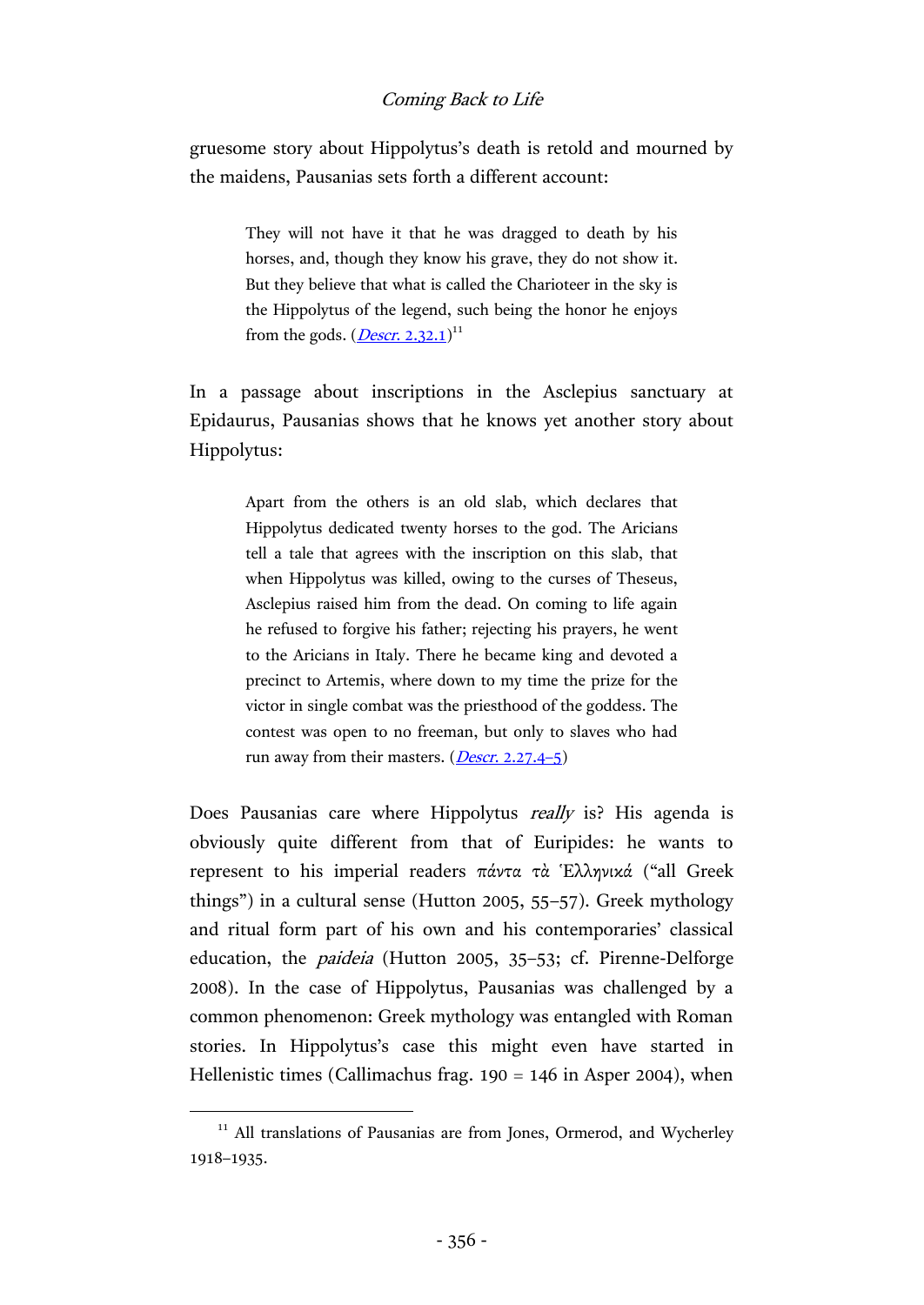gruesome story about Hippolytus's death is retold and mourned by the maidens, Pausanias sets forth a different account:

> They will not have it that he was dragged to death by his horses, and, though they know his grave, they do not show it. But they believe that what is called the Charioteer in the sky is the Hippolytus of the legend, such being the honor he enjoys from the gods. (*Descr.* 2.32.1)[11]

In a passage about inscriptions in the Asclepius sanctuary at Epidaurus, Pausanias shows that he knows yet another story about Hippolytus:

> Apart from the others is an old slab, which declares that Hippolytus dedicated twenty horses to the god. The Aricians tell a tale that agrees with the inscription on this slab, that when Hippolytus was killed, owing to the curses of Theseus, Asclepius raised him from the dead. On coming to life again he refused to forgive his father; rejecting his prayers, he went to the Aricians in Italy. There he became king and devoted a precinct to Artemis, where down to my time the prize for the victor in single combat was the priesthood of the goddess. The contest was open to no freeman, but only to slaves who had run away from their masters. (*Descr.* 2.27.4–5)

Does Pausanias care where Hippolytus *really* is? His agenda is obviously quite different from that of Euripides: he wants to represent to his imperial readers πάντα τὰ Ἑλληνικά ("all Greek things") in a cultural sense (Hutton 2005, 55–57). Greek mythology and ritual form part of his own and his contemporaries' classical education, the *paideia* (Hutton 2005, 35–53; cf. Pirenne-Delforge 2008). In the case of Hippolytus, Pausanias was challenged by a common phenomenon: Greek mythology was entangled with Roman stories. In Hippolytus's case this might even have started in Hellenistic times (Callimachus frag. 190 = 146 in Asper 2004), when

---

[11] All translations of Pausanias are from Jones, Ormerod, and Wycherley 1918–1935.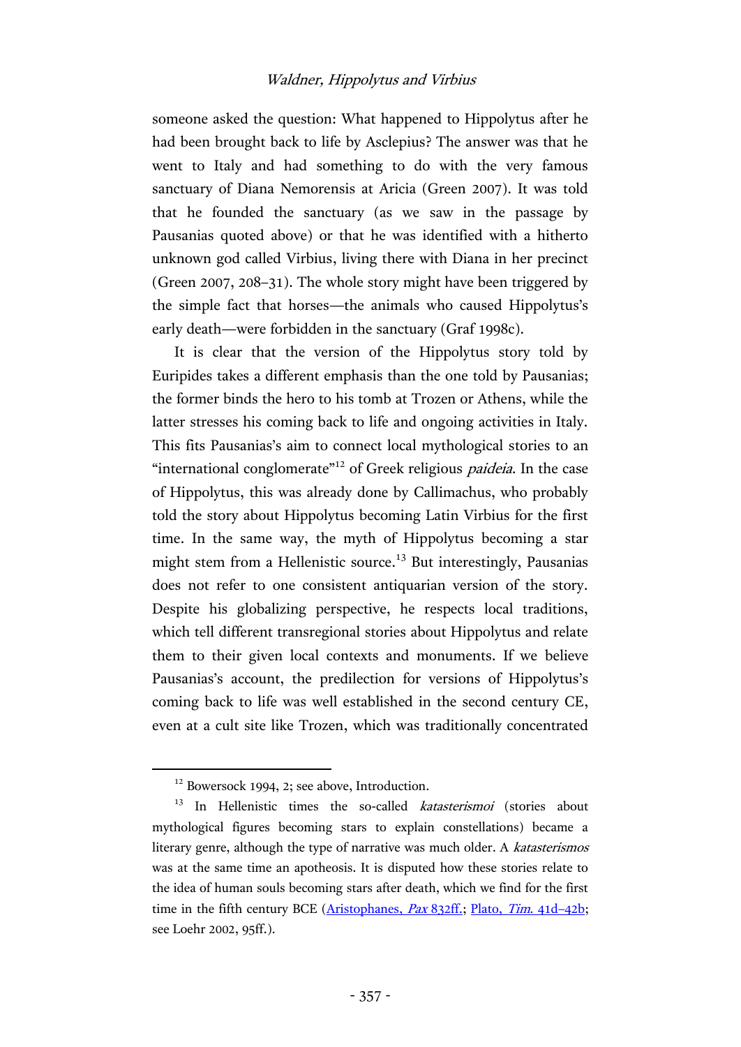someone asked the question: What happened to Hippolytus after he had been brought back to life by Asclepius? The answer was that he went to Italy and had something to do with the very famous sanctuary of Diana Nemorensis at Aricia (Green 2007). It was told that he founded the sanctuary (as we saw in the passage by Pausanias quoted above) or that he was identified with a hitherto unknown god called Virbius, living there with Diana in her precinct (Green 2007, 208–31). The whole story might have been triggered by the simple fact that horses—the animals who caused Hippolytus's early death—were forbidden in the sanctuary (Graf 1998c).

It is clear that the version of the Hippolytus story told by Euripides takes a different emphasis than the one told by Pausanias; the former binds the hero to his tomb at Trozen or Athens, while the latter stresses his coming back to life and ongoing activities in Italy. This fits Pausanias's aim to connect local mythological stories to an "international conglomerate"[12] of Greek religious *paideia*. In the case of Hippolytus, this was already done by Callimachus, who probably told the story about Hippolytus becoming Latin Virbius for the first time. In the same way, the myth of Hippolytus becoming a star might stem from a Hellenistic source.[13] But interestingly, Pausanias does not refer to one consistent antiquarian version of the story. Despite his globalizing perspective, he respects local traditions, which tell different transregional stories about Hippolytus and relate them to their given local contexts and monuments. If we believe Pausanias's account, the predilection for versions of Hippolytus's coming back to life was well established in the second century CE, even at a cult site like Trozen, which was traditionally concentrated

[12] Bowersock 1994, 2; see above, Introduction.

[13] In Hellenistic times the so-called *katasterismoi* (stories about mythological figures becoming stars to explain constellations) became a literary genre, although the type of narrative was much older. A *katasterismos* was at the same time an apotheosis. It is disputed how these stories relate to the idea of human souls becoming stars after death, which we find for the first time in the fifth century BCE (Aristophanes, *Pax* 832ff.; Plato, *Tim.* 41d–42b; see Loehr 2002, 95ff.).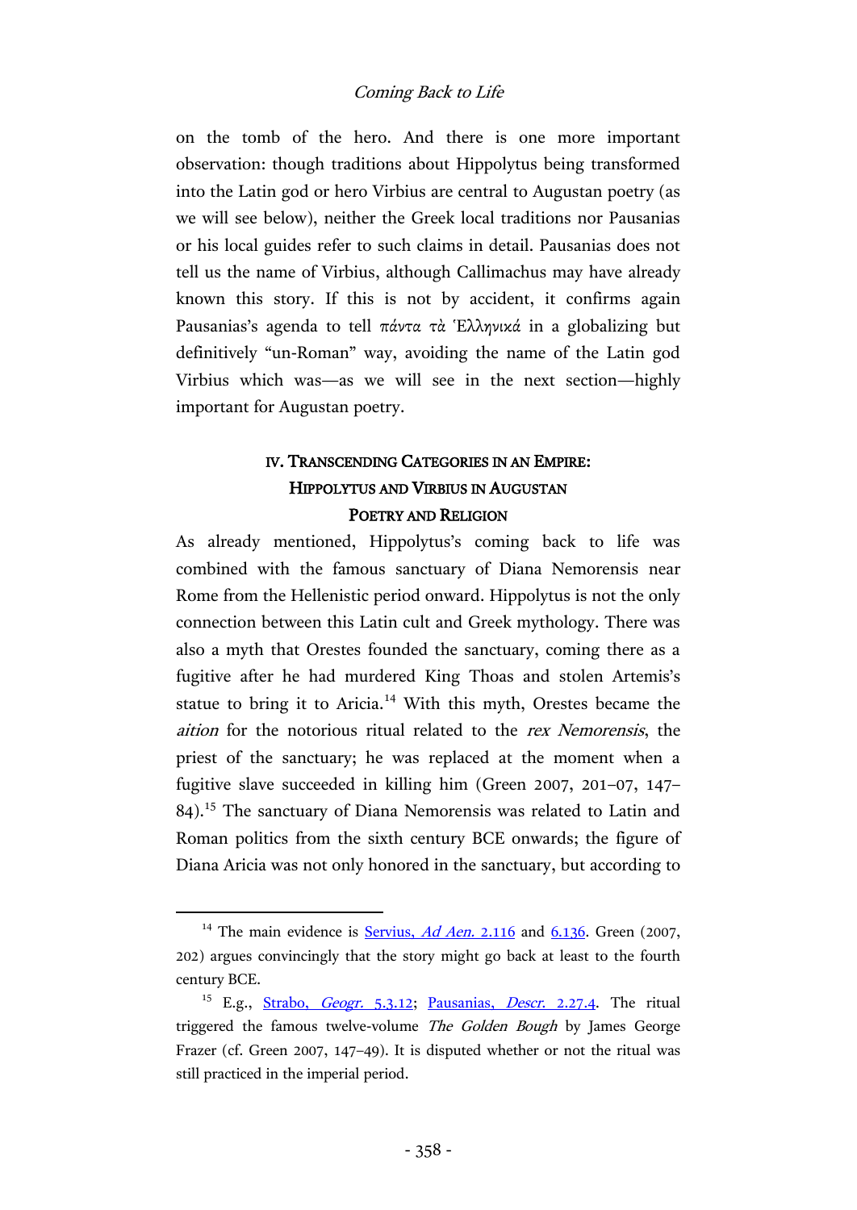on the tomb of the hero. And there is one more important observation: though traditions about Hippolytus being transformed into the Latin god or hero Virbius are central to Augustan poetry (as we will see below), neither the Greek local traditions nor Pausanias or his local guides refer to such claims in detail. Pausanias does not tell us the name of Virbius, although Callimachus may have already known this story. If this is not by accident, it confirms again Pausanias's agenda to tell πάντα τὰ Ἑλληνικά in a globalizing but definitively "un-Roman" way, avoiding the name of the Latin god Virbius which was—as we will see in the next section—highly important for Augustan poetry.

## IV. Transcending Categories in an Empire: Hippolytus and Virbius in Augustan Poetry and Religion

As already mentioned, Hippolytus's coming back to life was combined with the famous sanctuary of Diana Nemorensis near Rome from the Hellenistic period onward. Hippolytus is not the only connection between this Latin cult and Greek mythology. There was also a myth that Orestes founded the sanctuary, coming there as a fugitive after he had murdered King Thoas and stolen Artemis's statue to bring it to Aricia.[14] With this myth, Orestes became the *aition* for the notorious ritual related to the *rex Nemorensis*, the priest of the sanctuary; he was replaced at the moment when a fugitive slave succeeded in killing him (Green 2007, 201–07, 147–84).[15] The sanctuary of Diana Nemorensis was related to Latin and Roman politics from the sixth century BCE onwards; the figure of Diana Aricia was not only honored in the sanctuary, but according to

---

[14] The main evidence is Servius, *Ad Aen.* 2.116 and 6.136. Green (2007, 202) argues convincingly that the story might go back at least to the fourth century BCE.

[15] E.g., Strabo, *Geogr.* 5.3.12; Pausanias, *Descr.* 2.27.4. The ritual triggered the famous twelve-volume *The Golden Bough* by James George Frazer (cf. Green 2007, 147–49). It is disputed whether or not the ritual was still practiced in the imperial period.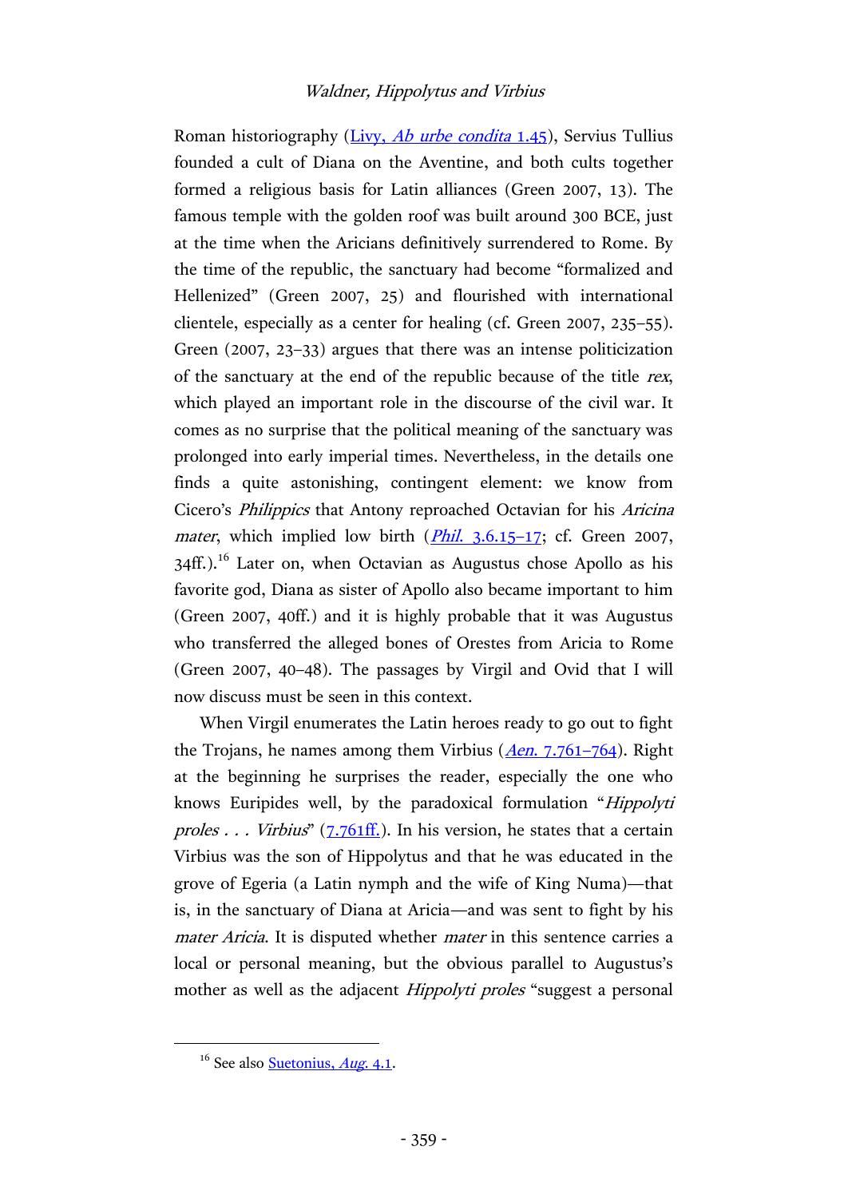Roman historiography (Livy, *Ab urbe condita* 1.45), Servius Tullius founded a cult of Diana on the Aventine, and both cults together formed a religious basis for Latin alliances (Green 2007, 13). The famous temple with the golden roof was built around 300 BCE, just at the time when the Aricians definitively surrendered to Rome. By the time of the republic, the sanctuary had become "formalized and Hellenized" (Green 2007, 25) and flourished with international clientele, especially as a center for healing (cf. Green 2007, 235–55). Green (2007, 23–33) argues that there was an intense politicization of the sanctuary at the end of the republic because of the title *rex*, which played an important role in the discourse of the civil war. It comes as no surprise that the political meaning of the sanctuary was prolonged into early imperial times. Nevertheless, in the details one finds a quite astonishing, contingent element: we know from Cicero's *Philippics* that Antony reproached Octavian for his *Aricina mater*, which implied low birth (*Phil.* 3.6.15–17; cf. Green 2007, 34ff.).[16] Later on, when Octavian as Augustus chose Apollo as his favorite god, Diana as sister of Apollo also became important to him (Green 2007, 40ff.) and it is highly probable that it was Augustus who transferred the alleged bones of Orestes from Aricia to Rome (Green 2007, 40–48). The passages by Virgil and Ovid that I will now discuss must be seen in this context.

When Virgil enumerates the Latin heroes ready to go out to fight the Trojans, he names among them Virbius (*Aen.* 7.761–764). Right at the beginning he surprises the reader, especially the one who knows Euripides well, by the paradoxical formulation "*Hippolyti proles . . . Virbius*" (7.761ff.). In his version, he states that a certain Virbius was the son of Hippolytus and that he was educated in the grove of Egeria (a Latin nymph and the wife of King Numa)—that is, in the sanctuary of Diana at Aricia—and was sent to fight by his *mater Aricia*. It is disputed whether *mater* in this sentence carries a local or personal meaning, but the obvious parallel to Augustus's mother as well as the adjacent *Hippolyti proles* "suggest a personal

[16] See also Suetonius, *Aug.* 4.1.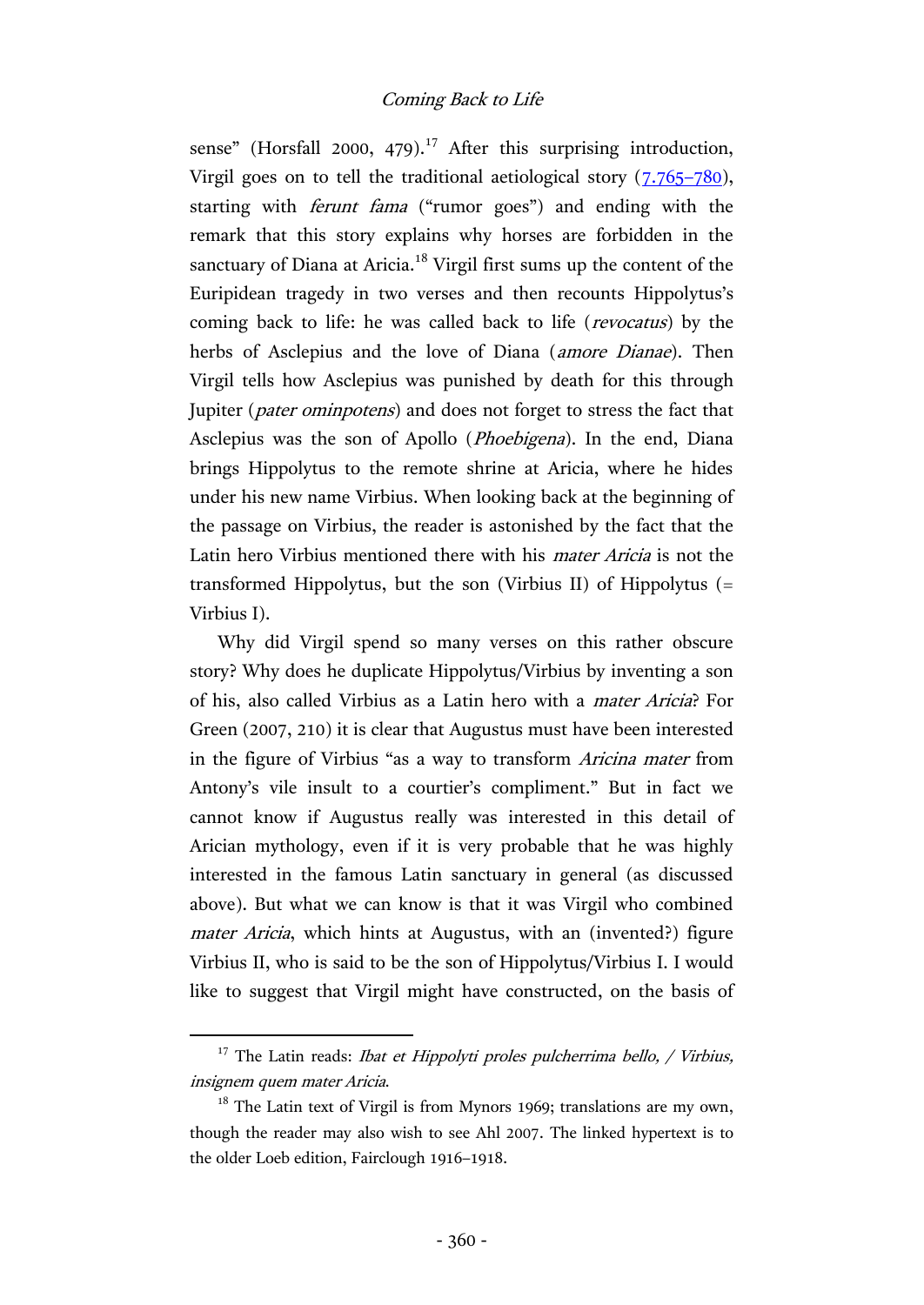sense" (Horsfall 2000, 479).[17] After this surprising introduction, Virgil goes on to tell the traditional aetiological story (7.765–780), starting with *ferunt fama* ("rumor goes") and ending with the remark that this story explains why horses are forbidden in the sanctuary of Diana at Aricia.[18] Virgil first sums up the content of the Euripidean tragedy in two verses and then recounts Hippolytus's coming back to life: he was called back to life (*revocatus*) by the herbs of Asclepius and the love of Diana (*amore Dianae*). Then Virgil tells how Asclepius was punished by death for this through Jupiter (*pater ominpotens*) and does not forget to stress the fact that Asclepius was the son of Apollo (*Phoebigena*). In the end, Diana brings Hippolytus to the remote shrine at Aricia, where he hides under his new name Virbius. When looking back at the beginning of the passage on Virbius, the reader is astonished by the fact that the Latin hero Virbius mentioned there with his *mater Aricia* is not the transformed Hippolytus, but the son (Virbius II) of Hippolytus (= Virbius I).

Why did Virgil spend so many verses on this rather obscure story? Why does he duplicate Hippolytus/Virbius by inventing a son of his, also called Virbius as a Latin hero with a *mater Aricia*? For Green (2007, 210) it is clear that Augustus must have been interested in the figure of Virbius "as a way to transform *Aricina mater* from Antony's vile insult to a courtier's compliment." But in fact we cannot know if Augustus really was interested in this detail of Arician mythology, even if it is very probable that he was highly interested in the famous Latin sanctuary in general (as discussed above). But what we can know is that it was Virgil who combined *mater Aricia*, which hints at Augustus, with an (invented?) figure Virbius II, who is said to be the son of Hippolytus/Virbius I. I would like to suggest that Virgil might have constructed, on the basis of

---

[17] The Latin reads: *Ibat et Hippolyti proles pulcherrima bello, / Virbius, insignem quem mater Aricia.*

[18] The Latin text of Virgil is from Mynors 1969; translations are my own, though the reader may also wish to see Ahl 2007. The linked hypertext is to the older Loeb edition, Fairclough 1916–1918.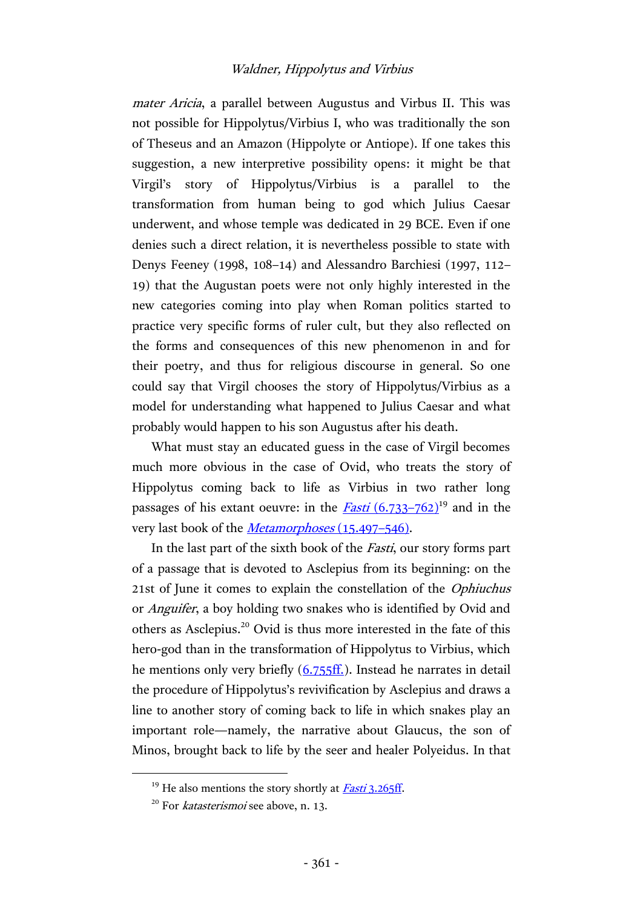*mater Aricia*, a parallel between Augustus and Virbus II. This was not possible for Hippolytus/Virbius I, who was traditionally the son of Theseus and an Amazon (Hippolyte or Antiope). If one takes this suggestion, a new interpretive possibility opens: it might be that Virgil's story of Hippolytus/Virbius is a parallel to the transformation from human being to god which Julius Caesar underwent, and whose temple was dedicated in 29 BCE. Even if one denies such a direct relation, it is nevertheless possible to state with Denys Feeney (1998, 108–14) and Alessandro Barchiesi (1997, 112–19) that the Augustan poets were not only highly interested in the new categories coming into play when Roman politics started to practice very specific forms of ruler cult, but they also reflected on the forms and consequences of this new phenomenon in and for their poetry, and thus for religious discourse in general. So one could say that Virgil chooses the story of Hippolytus/Virbius as a model for understanding what happened to Julius Caesar and what probably would happen to his son Augustus after his death.

What must stay an educated guess in the case of Virgil becomes much more obvious in the case of Ovid, who treats the story of Hippolytus coming back to life as Virbius in two rather long passages of his extant oeuvre: in the *Fasti* (6.733–762)[19] and in the very last book of the *Metamorphoses* (15.497–546).

In the last part of the sixth book of the *Fasti*, our story forms part of a passage that is devoted to Asclepius from its beginning: on the 21st of June it comes to explain the constellation of the *Ophiuchus* or *Anguifer*, a boy holding two snakes who is identified by Ovid and others as Asclepius.[20] Ovid is thus more interested in the fate of this hero-god than in the transformation of Hippolytus to Virbius, which he mentions only very briefly (6.755ff.). Instead he narrates in detail the procedure of Hippolytus's revivification by Asclepius and draws a line to another story of coming back to life in which snakes play an important role—namely, the narrative about Glaucus, the son of Minos, brought back to life by the seer and healer Polyeidus. In that

---

[19] He also mentions the story shortly at *Fasti* 3.265ff.

[20] For *katasterismoi* see above, n. 13.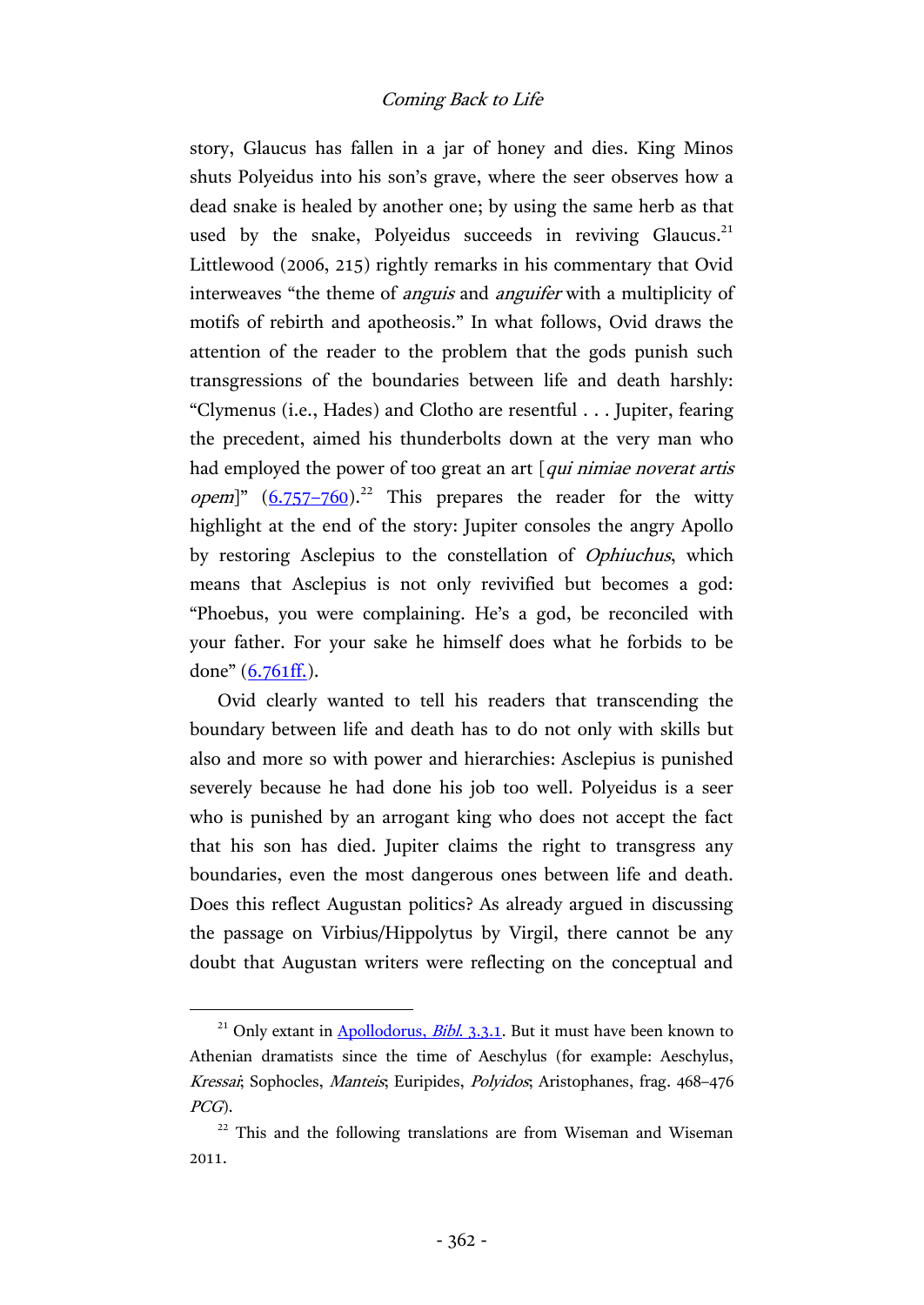story, Glaucus has fallen in a jar of honey and dies. King Minos shuts Polyeidus into his son's grave, where the seer observes how a dead snake is healed by another one; by using the same herb as that used by the snake, Polyeidus succeeds in reviving Glaucus.[21] Littlewood (2006, 215) rightly remarks in his commentary that Ovid interweaves "the theme of *anguis* and *anguifer* with a multiplicity of motifs of rebirth and apotheosis." In what follows, Ovid draws the attention of the reader to the problem that the gods punish such transgressions of the boundaries between life and death harshly: "Clymenus (i.e., Hades) and Clotho are resentful . . . Jupiter, fearing the precedent, aimed his thunderbolts down at the very man who had employed the power of too great an art [*qui nimiae noverat artis opem*]" (6.757–760).[22] This prepares the reader for the witty highlight at the end of the story: Jupiter consoles the angry Apollo by restoring Asclepius to the constellation of *Ophiuchus*, which means that Asclepius is not only revivified but becomes a god: "Phoebus, you were complaining. He's a god, be reconciled with your father. For your sake he himself does what he forbids to be done" (6.761ff.).

Ovid clearly wanted to tell his readers that transcending the boundary between life and death has to do not only with skills but also and more so with power and hierarchies: Asclepius is punished severely because he had done his job too well. Polyeidus is a seer who is punished by an arrogant king who does not accept the fact that his son has died. Jupiter claims the right to transgress any boundaries, even the most dangerous ones between life and death. Does this reflect Augustan politics? As already argued in discussing the passage on Virbius/Hippolytus by Virgil, there cannot be any doubt that Augustan writers were reflecting on the conceptual and

---

[21] Only extant in Apollodorus, *Bibl.* 3.3.1. But it must have been known to Athenian dramatists since the time of Aeschylus (for example: Aeschylus, *Kressai*; Sophocles, *Manteis*; Euripides, *Polyidos*; Aristophanes, frag. 468–476 *PCG*).

[22] This and the following translations are from Wiseman and Wiseman 2011.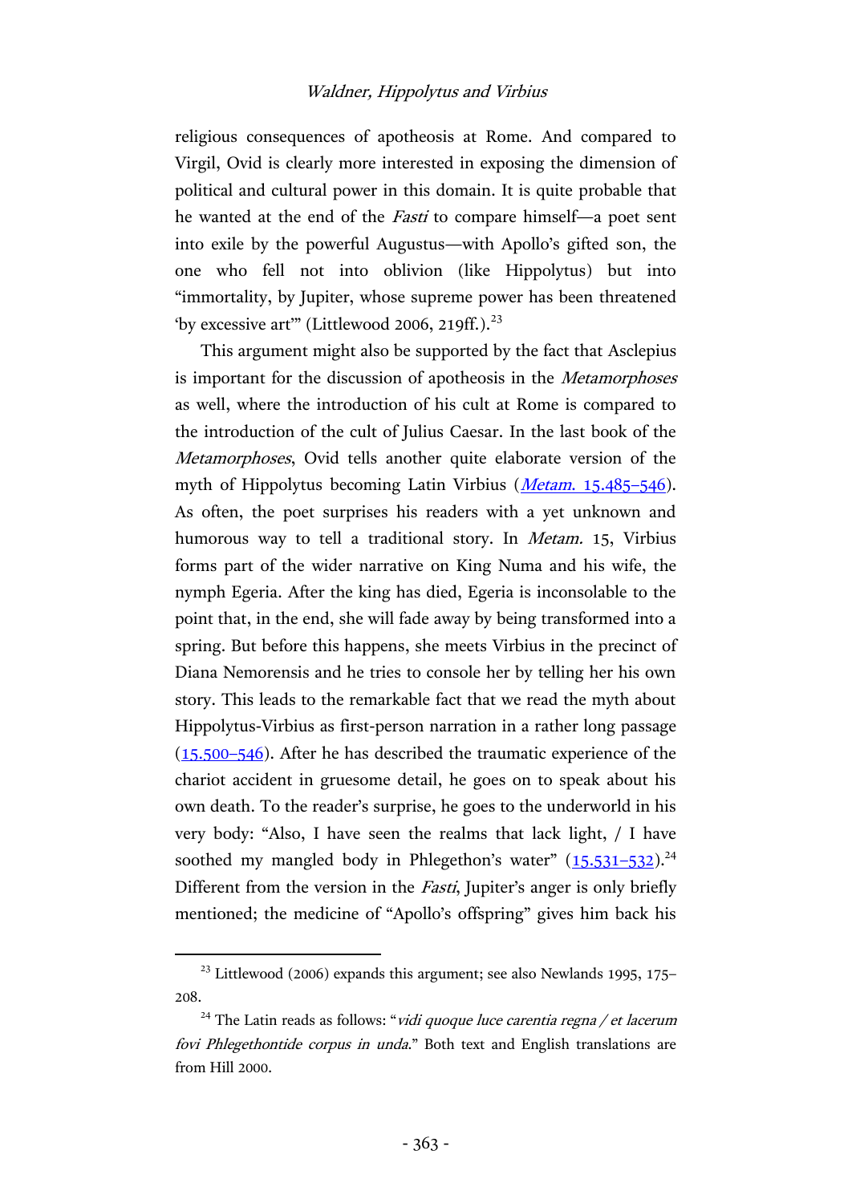religious consequences of apotheosis at Rome. And compared to Virgil, Ovid is clearly more interested in exposing the dimension of political and cultural power in this domain. It is quite probable that he wanted at the end of the *Fasti* to compare himself—a poet sent into exile by the powerful Augustus—with Apollo's gifted son, the one who fell not into oblivion (like Hippolytus) but into "immortality, by Jupiter, whose supreme power has been threatened 'by excessive art'" (Littlewood 2006, 219ff.).[23]

This argument might also be supported by the fact that Asclepius is important for the discussion of apotheosis in the *Metamorphoses* as well, where the introduction of his cult at Rome is compared to the introduction of the cult of Julius Caesar. In the last book of the *Metamorphoses*, Ovid tells another quite elaborate version of the myth of Hippolytus becoming Latin Virbius (*Metam.* 15.485–546). As often, the poet surprises his readers with a yet unknown and humorous way to tell a traditional story. In *Metam.* 15, Virbius forms part of the wider narrative on King Numa and his wife, the nymph Egeria. After the king has died, Egeria is inconsolable to the point that, in the end, she will fade away by being transformed into a spring. But before this happens, she meets Virbius in the precinct of Diana Nemorensis and he tries to console her by telling her his own story. This leads to the remarkable fact that we read the myth about Hippolytus-Virbius as first-person narration in a rather long passage (15.500–546). After he has described the traumatic experience of the chariot accident in gruesome detail, he goes on to speak about his own death. To the reader's surprise, he goes to the underworld in his very body: "Also, I have seen the realms that lack light, / I have soothed my mangled body in Phlegethon's water" (15.531–532).[24] Different from the version in the *Fasti*, Jupiter's anger is only briefly mentioned; the medicine of "Apollo's offspring" gives him back his

---

[23] Littlewood (2006) expands this argument; see also Newlands 1995, 175–208.

[24] The Latin reads as follows: "*vidi quoque luce carentia regna / et lacerum fovi Phlegethontide corpus in unda*." Both text and English translations are from Hill 2000.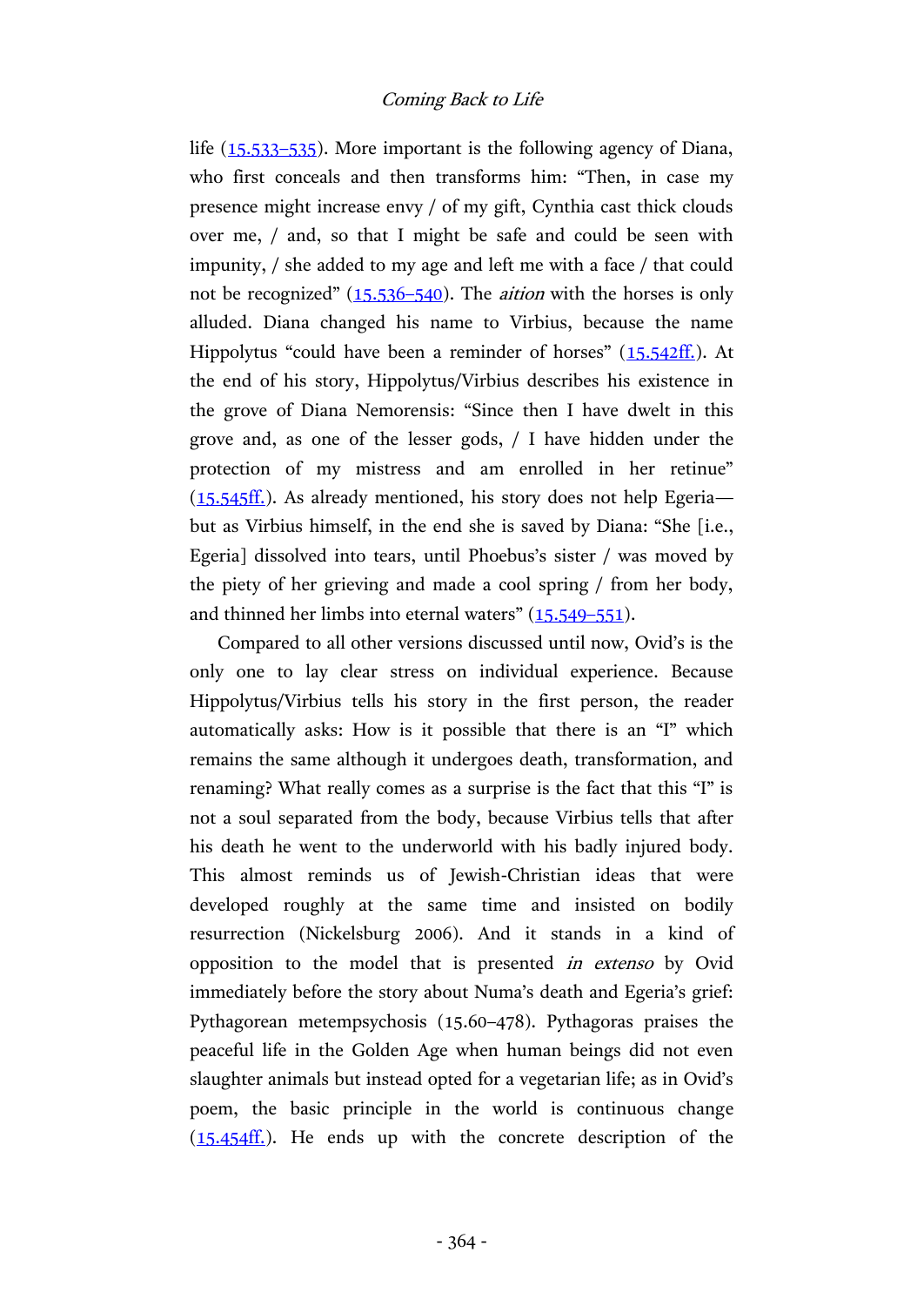life (15.533–535). More important is the following agency of Diana, who first conceals and then transforms him: "Then, in case my presence might increase envy / of my gift, Cynthia cast thick clouds over me, / and, so that I might be safe and could be seen with impunity, / she added to my age and left me with a face / that could not be recognized" (15.536–540). The *aition* with the horses is only alluded. Diana changed his name to Virbius, because the name Hippolytus "could have been a reminder of horses" (15.542ff.). At the end of his story, Hippolytus/Virbius describes his existence in the grove of Diana Nemorensis: "Since then I have dwelt in this grove and, as one of the lesser gods, / I have hidden under the protection of my mistress and am enrolled in her retinue" (15.545ff.). As already mentioned, his story does not help Egeria—but as Virbius himself, in the end she is saved by Diana: "She [i.e., Egeria] dissolved into tears, until Phoebus's sister / was moved by the piety of her grieving and made a cool spring / from her body, and thinned her limbs into eternal waters" (15.549–551).

Compared to all other versions discussed until now, Ovid's is the only one to lay clear stress on individual experience. Because Hippolytus/Virbius tells his story in the first person, the reader automatically asks: How is it possible that there is an "I" which remains the same although it undergoes death, transformation, and renaming? What really comes as a surprise is the fact that this "I" is not a soul separated from the body, because Virbius tells that after his death he went to the underworld with his badly injured body. This almost reminds us of Jewish-Christian ideas that were developed roughly at the same time and insisted on bodily resurrection (Nickelsburg 2006). And it stands in a kind of opposition to the model that is presented *in extenso* by Ovid immediately before the story about Numa's death and Egeria's grief: Pythagorean metempsychosis (15.60–478). Pythagoras praises the peaceful life in the Golden Age when human beings did not even slaughter animals but instead opted for a vegetarian life; as in Ovid's poem, the basic principle in the world is continuous change (15.454ff.). He ends up with the concrete description of the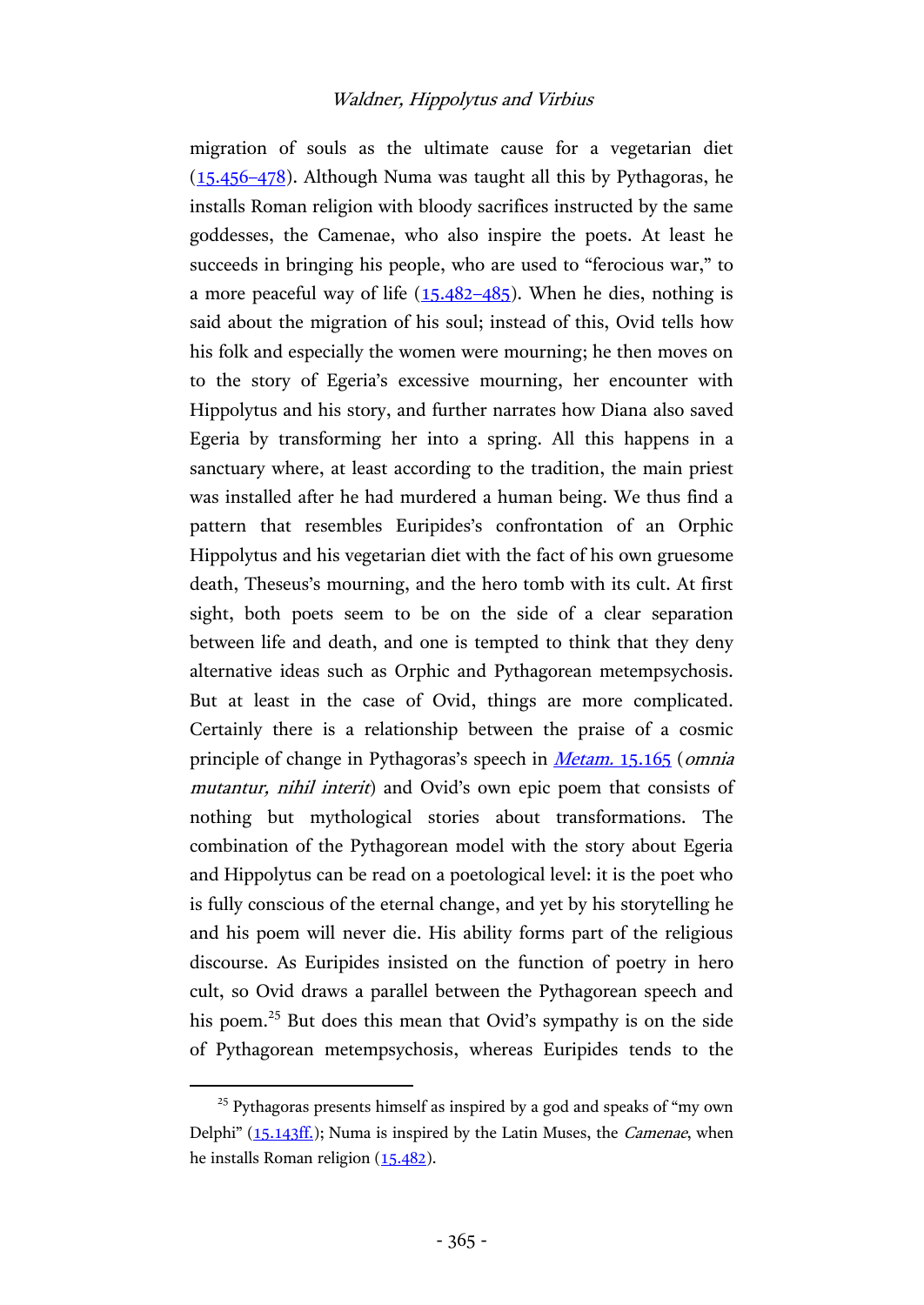migration of souls as the ultimate cause for a vegetarian diet (15.456–478). Although Numa was taught all this by Pythagoras, he installs Roman religion with bloody sacrifices instructed by the same goddesses, the Camenae, who also inspire the poets. At least he succeeds in bringing his people, who are used to "ferocious war," to a more peaceful way of life (15.482–485). When he dies, nothing is said about the migration of his soul; instead of this, Ovid tells how his folk and especially the women were mourning; he then moves on to the story of Egeria's excessive mourning, her encounter with Hippolytus and his story, and further narrates how Diana also saved Egeria by transforming her into a spring. All this happens in a sanctuary where, at least according to the tradition, the main priest was installed after he had murdered a human being. We thus find a pattern that resembles Euripides's confrontation of an Orphic Hippolytus and his vegetarian diet with the fact of his own gruesome death, Theseus's mourning, and the hero tomb with its cult. At first sight, both poets seem to be on the side of a clear separation between life and death, and one is tempted to think that they deny alternative ideas such as Orphic and Pythagorean metempsychosis. But at least in the case of Ovid, things are more complicated. Certainly there is a relationship between the praise of a cosmic principle of change in Pythagoras's speech in *Metam.* 15.165 (*omnia mutantur, nihil interit*) and Ovid's own epic poem that consists of nothing but mythological stories about transformations. The combination of the Pythagorean model with the story about Egeria and Hippolytus can be read on a poetological level: it is the poet who is fully conscious of the eternal change, and yet by his storytelling he and his poem will never die. His ability forms part of the religious discourse. As Euripides insisted on the function of poetry in hero cult, so Ovid draws a parallel between the Pythagorean speech and his poem.[25] But does this mean that Ovid's sympathy is on the side of Pythagorean metempsychosis, whereas Euripides tends to the

---

[25] Pythagoras presents himself as inspired by a god and speaks of "my own Delphi" (15.143ff.); Numa is inspired by the Latin Muses, the *Camenae*, when he installs Roman religion (15.482).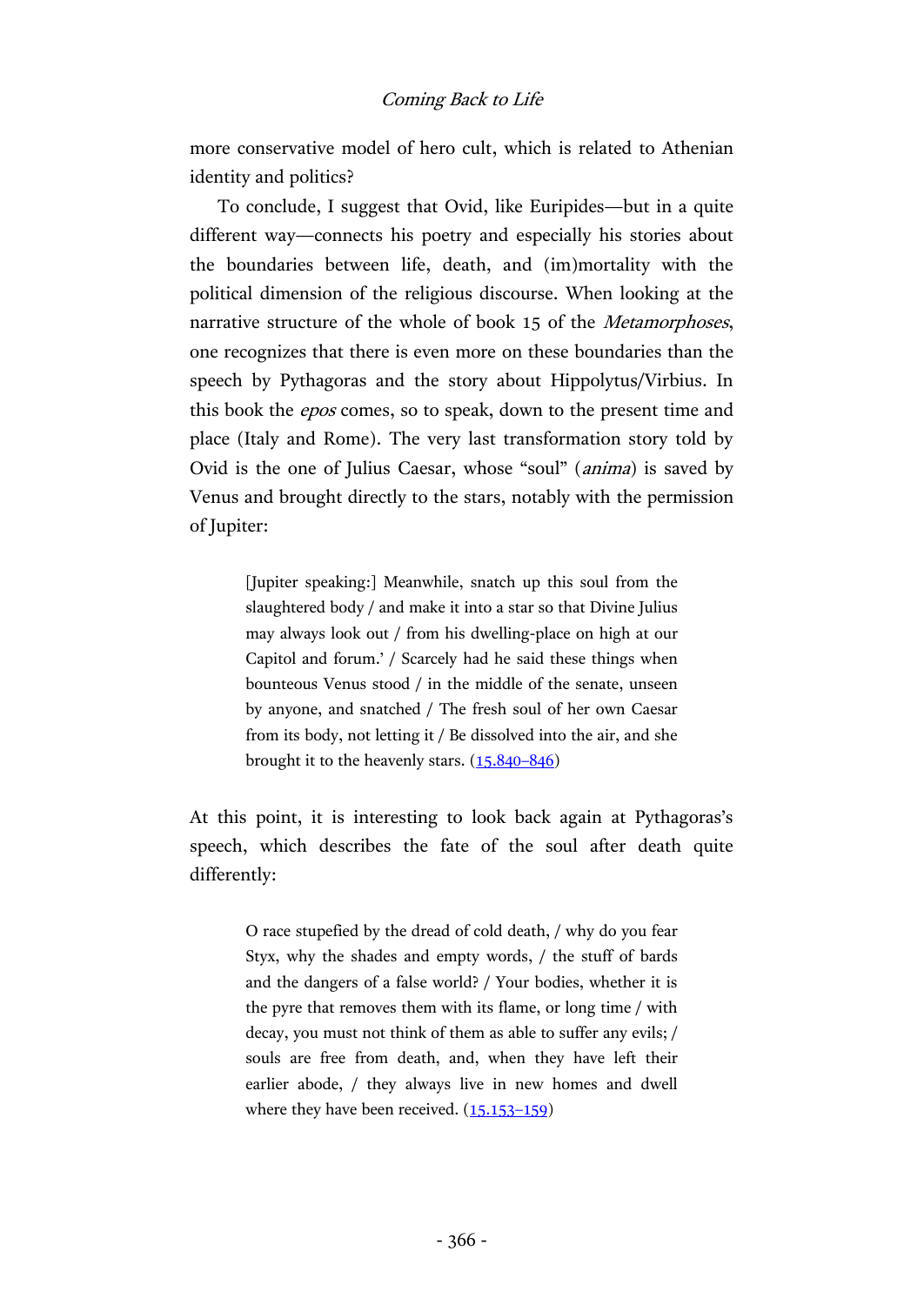more conservative model of hero cult, which is related to Athenian identity and politics?

To conclude, I suggest that Ovid, like Euripides—but in a quite different way—connects his poetry and especially his stories about the boundaries between life, death, and (im)mortality with the political dimension of the religious discourse. When looking at the narrative structure of the whole of book 15 of the *Metamorphoses*, one recognizes that there is even more on these boundaries than the speech by Pythagoras and the story about Hippolytus/Virbius. In this book the *epos* comes, so to speak, down to the present time and place (Italy and Rome). The very last transformation story told by Ovid is the one of Julius Caesar, whose "soul" (*anima*) is saved by Venus and brought directly to the stars, notably with the permission of Jupiter:

> [Jupiter speaking:] Meanwhile, snatch up this soul from the slaughtered body / and make it into a star so that Divine Julius may always look out / from his dwelling-place on high at our Capitol and forum.' / Scarcely had he said these things when bounteous Venus stood / in the middle of the senate, unseen by anyone, and snatched / The fresh soul of her own Caesar from its body, not letting it / Be dissolved into the air, and she brought it to the heavenly stars. (15.840–846)

At this point, it is interesting to look back again at Pythagoras's speech, which describes the fate of the soul after death quite differently:

> O race stupefied by the dread of cold death, / why do you fear Styx, why the shades and empty words, / the stuff of bards and the dangers of a false world? / Your bodies, whether it is the pyre that removes them with its flame, or long time / with decay, you must not think of them as able to suffer any evils; / souls are free from death, and, when they have left their earlier abode, / they always live in new homes and dwell where they have been received. (15.153–159)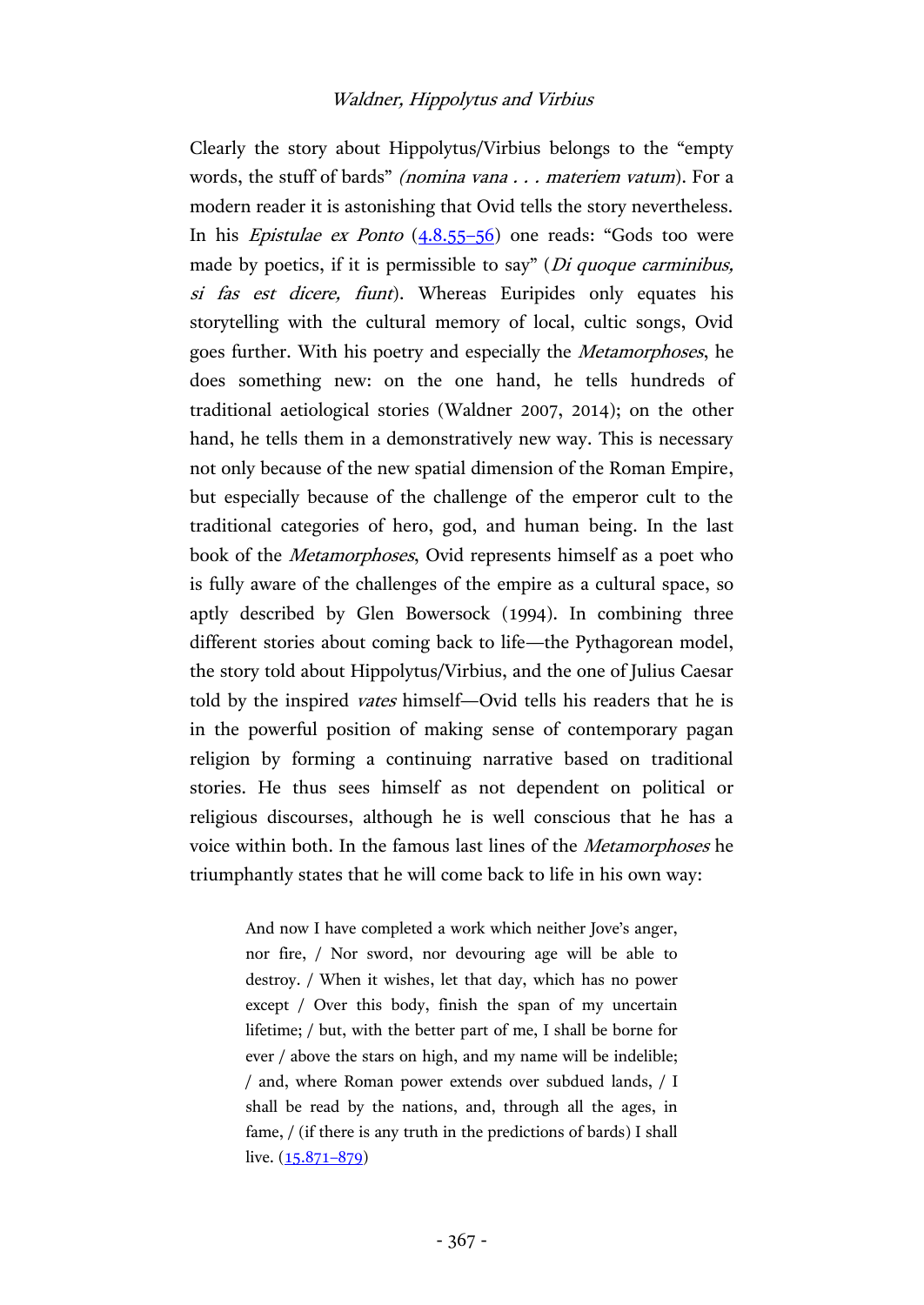Clearly the story about Hippolytus/Virbius belongs to the "empty words, the stuff of bards" *(nomina vana . . . materiem vatum*). For a modern reader it is astonishing that Ovid tells the story nevertheless. In his *Epistulae ex Ponto* (4.8.55–56) one reads: "Gods too were made by poetics, if it is permissible to say" (*Di quoque carminibus, si fas est dicere, fiunt*). Whereas Euripides only equates his storytelling with the cultural memory of local, cultic songs, Ovid goes further. With his poetry and especially the *Metamorphoses*, he does something new: on the one hand, he tells hundreds of traditional aetiological stories (Waldner 2007, 2014); on the other hand, he tells them in a demonstratively new way. This is necessary not only because of the new spatial dimension of the Roman Empire, but especially because of the challenge of the emperor cult to the traditional categories of hero, god, and human being. In the last book of the *Metamorphoses*, Ovid represents himself as a poet who is fully aware of the challenges of the empire as a cultural space, so aptly described by Glen Bowersock (1994). In combining three different stories about coming back to life—the Pythagorean model, the story told about Hippolytus/Virbius, and the one of Julius Caesar told by the inspired *vates* himself—Ovid tells his readers that he is in the powerful position of making sense of contemporary pagan religion by forming a continuing narrative based on traditional stories. He thus sees himself as not dependent on political or religious discourses, although he is well conscious that he has a voice within both. In the famous last lines of the *Metamorphoses* he triumphantly states that he will come back to life in his own way:

> And now I have completed a work which neither Jove's anger, nor fire, / Nor sword, nor devouring age will be able to destroy. / When it wishes, let that day, which has no power except / Over this body, finish the span of my uncertain lifetime; / but, with the better part of me, I shall be borne for ever / above the stars on high, and my name will be indelible; / and, where Roman power extends over subdued lands, / I shall be read by the nations, and, through all the ages, in fame, / (if there is any truth in the predictions of bards) I shall live. (15.871–879)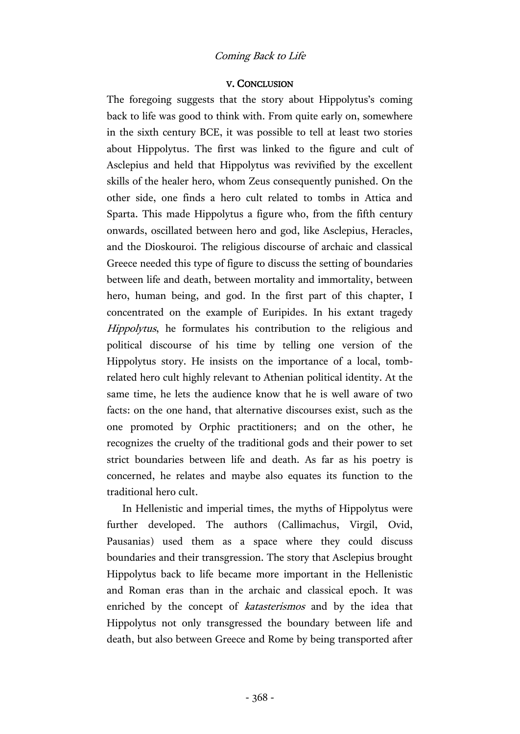## V. CONCLUSION

The foregoing suggests that the story about Hippolytus's coming back to life was good to think with. From quite early on, somewhere in the sixth century BCE, it was possible to tell at least two stories about Hippolytus. The first was linked to the figure and cult of Asclepius and held that Hippolytus was revivified by the excellent skills of the healer hero, whom Zeus consequently punished. On the other side, one finds a hero cult related to tombs in Attica and Sparta. This made Hippolytus a figure who, from the fifth century onwards, oscillated between hero and god, like Asclepius, Heracles, and the Dioskouroi. The religious discourse of archaic and classical Greece needed this type of figure to discuss the setting of boundaries between life and death, between mortality and immortality, between hero, human being, and god. In the first part of this chapter, I concentrated on the example of Euripides. In his extant tragedy *Hippolytus*, he formulates his contribution to the religious and political discourse of his time by telling one version of the Hippolytus story. He insists on the importance of a local, tomb-related hero cult highly relevant to Athenian political identity. At the same time, he lets the audience know that he is well aware of two facts: on the one hand, that alternative discourses exist, such as the one promoted by Orphic practitioners; and on the other, he recognizes the cruelty of the traditional gods and their power to set strict boundaries between life and death. As far as his poetry is concerned, he relates and maybe also equates its function to the traditional hero cult.

In Hellenistic and imperial times, the myths of Hippolytus were further developed. The authors (Callimachus, Virgil, Ovid, Pausanias) used them as a space where they could discuss boundaries and their transgression. The story that Asclepius brought Hippolytus back to life became more important in the Hellenistic and Roman eras than in the archaic and classical epoch. It was enriched by the concept of *katasterismos* and by the idea that Hippolytus not only transgressed the boundary between life and death, but also between Greece and Rome by being transported after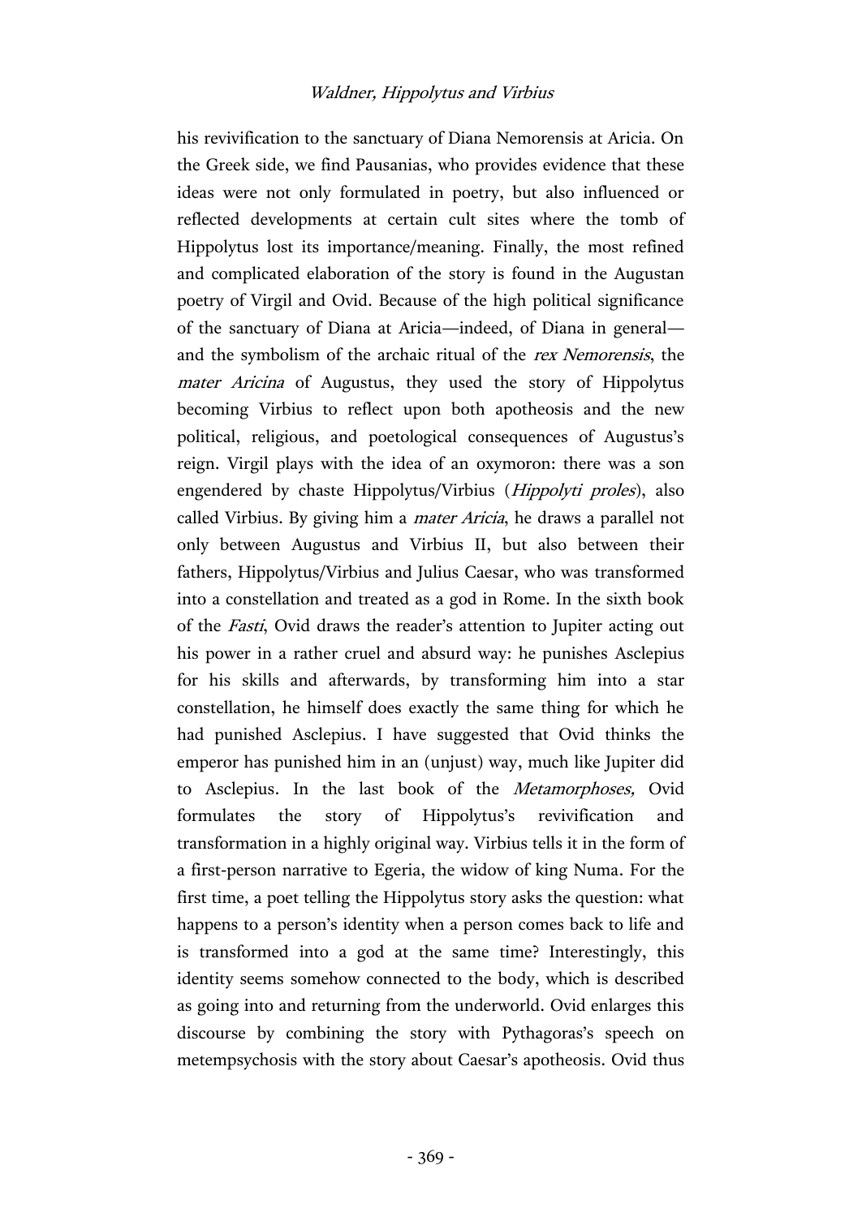his revivification to the sanctuary of Diana Nemorensis at Aricia. On the Greek side, we find Pausanias, who provides evidence that these ideas were not only formulated in poetry, but also influenced or reflected developments at certain cult sites where the tomb of Hippolytus lost its importance/meaning. Finally, the most refined and complicated elaboration of the story is found in the Augustan poetry of Virgil and Ovid. Because of the high political significance of the sanctuary of Diana at Aricia—indeed, of Diana in general—and the symbolism of the archaic ritual of the *rex Nemorensis*, the *mater Aricina* of Augustus, they used the story of Hippolytus becoming Virbius to reflect upon both apotheosis and the new political, religious, and poetological consequences of Augustus's reign. Virgil plays with the idea of an oxymoron: there was a son engendered by chaste Hippolytus/Virbius (*Hippolyti proles*), also called Virbius. By giving him a *mater Aricia*, he draws a parallel not only between Augustus and Virbius II, but also between their fathers, Hippolytus/Virbius and Julius Caesar, who was transformed into a constellation and treated as a god in Rome. In the sixth book of the *Fasti*, Ovid draws the reader's attention to Jupiter acting out his power in a rather cruel and absurd way: he punishes Asclepius for his skills and afterwards, by transforming him into a star constellation, he himself does exactly the same thing for which he had punished Asclepius. I have suggested that Ovid thinks the emperor has punished him in an (unjust) way, much like Jupiter did to Asclepius. In the last book of the *Metamorphoses,* Ovid formulates the story of Hippolytus's revivification and transformation in a highly original way. Virbius tells it in the form of a first-person narrative to Egeria, the widow of king Numa. For the first time, a poet telling the Hippolytus story asks the question: what happens to a person's identity when a person comes back to life and is transformed into a god at the same time? Interestingly, this identity seems somehow connected to the body, which is described as going into and returning from the underworld. Ovid enlarges this discourse by combining the story with Pythagoras's speech on metempsychosis with the story about Caesar's apotheosis. Ovid thus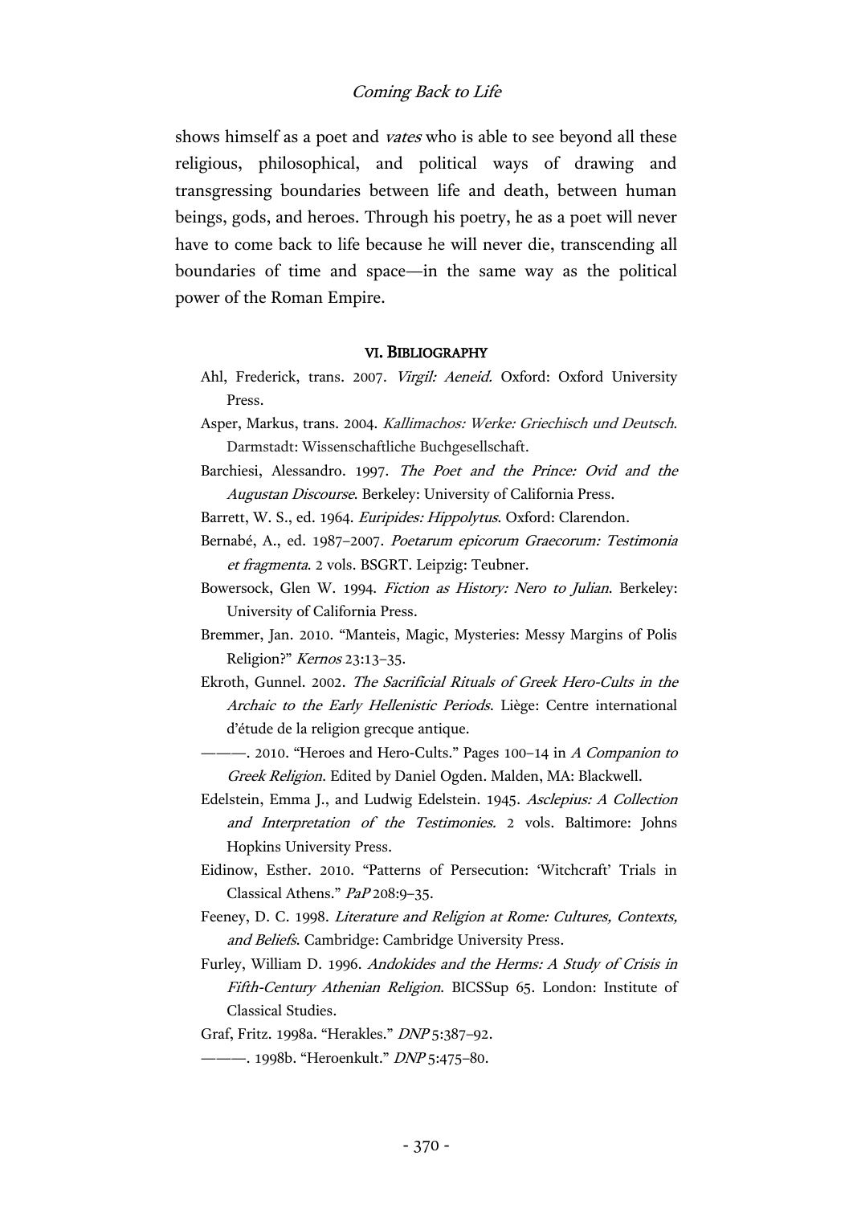shows himself as a poet and *vates* who is able to see beyond all these religious, philosophical, and political ways of drawing and transgressing boundaries between life and death, between human beings, gods, and heroes. Through his poetry, he as a poet will never have to come back to life because he will never die, transcending all boundaries of time and space—in the same way as the political power of the Roman Empire.

## VI. Bibliography

Ahl, Frederick, trans. 2007. *Virgil: Aeneid.* Oxford: Oxford University Press.

Asper, Markus, trans. 2004. *Kallimachos: Werke: Griechisch und Deutsch*. Darmstadt: Wissenschaftliche Buchgesellschaft.

Barchiesi, Alessandro. 1997. *The Poet and the Prince: Ovid and the Augustan Discourse*. Berkeley: University of California Press.

Barrett, W. S., ed. 1964. *Euripides: Hippolytus*. Oxford: Clarendon.

Bernabé, A., ed. 1987–2007. *Poetarum epicorum Graecorum: Testimonia et fragmenta*. 2 vols. BSGRT. Leipzig: Teubner.

Bowersock, Glen W. 1994. *Fiction as History: Nero to Julian*. Berkeley: University of California Press.

Bremmer, Jan. 2010. "Manteis, Magic, Mysteries: Messy Margins of Polis Religion?" *Kernos* 23:13–35.

Ekroth, Gunnel. 2002. *The Sacrificial Rituals of Greek Hero-Cults in the Archaic to the Early Hellenistic Periods*. Liège: Centre international d'étude de la religion grecque antique.

———. 2010. "Heroes and Hero-Cults." Pages 100–14 in *A Companion to Greek Religion*. Edited by Daniel Ogden. Malden, MA: Blackwell.

Edelstein, Emma J., and Ludwig Edelstein. 1945. *Asclepius: A Collection and Interpretation of the Testimonies.* 2 vols. Baltimore: Johns Hopkins University Press.

Eidinow, Esther. 2010. "Patterns of Persecution: 'Witchcraft' Trials in Classical Athens." *PaP* 208:9–35.

Feeney, D. C. 1998. *Literature and Religion at Rome: Cultures, Contexts, and Beliefs*. Cambridge: Cambridge University Press.

Furley, William D. 1996. *Andokides and the Herms: A Study of Crisis in Fifth-Century Athenian Religion*. BICSSup 65. London: Institute of Classical Studies.

Graf, Fritz. 1998a. "Herakles." *DNP* 5:387–92.

———. 1998b. "Heroenkult." *DNP* 5:475–80.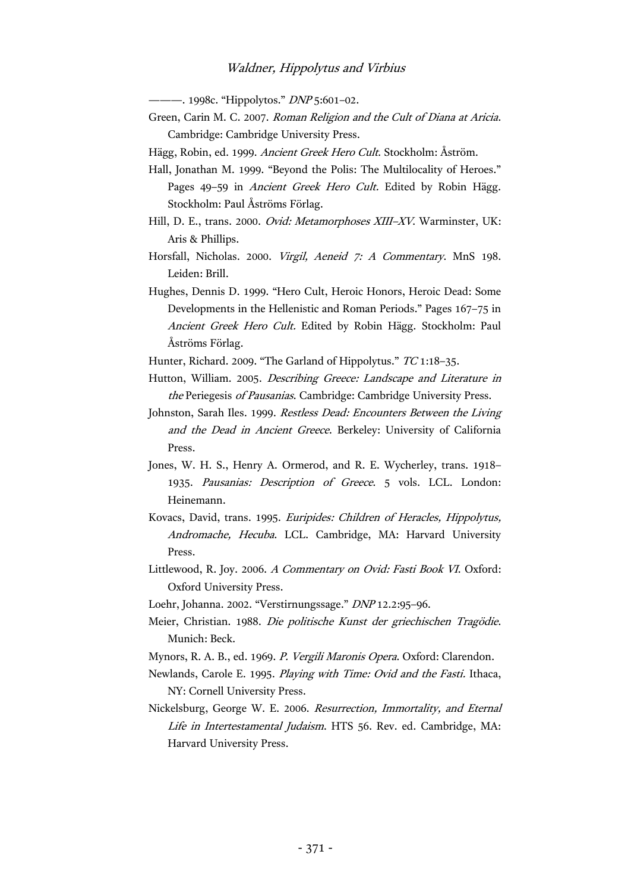———. 1998c. "Hippolytos." *DNP* 5:601–02.

Green, Carin M. C. 2007. *Roman Religion and the Cult of Diana at Aricia*. Cambridge: Cambridge University Press.

Hägg, Robin, ed. 1999. *Ancient Greek Hero Cult*. Stockholm: Åström.

Hall, Jonathan M. 1999. "Beyond the Polis: The Multilocality of Heroes." Pages 49–59 in *Ancient Greek Hero Cult*. Edited by Robin Hägg. Stockholm: Paul Åströms Förlag.

Hill, D. E., trans. 2000. *Ovid: Metamorphoses XIII–XV*. Warminster, UK: Aris & Phillips.

Horsfall, Nicholas. 2000. *Virgil, Aeneid 7: A Commentary*. MnS 198. Leiden: Brill.

Hughes, Dennis D. 1999. "Hero Cult, Heroic Honors, Heroic Dead: Some Developments in the Hellenistic and Roman Periods." Pages 167–75 in *Ancient Greek Hero Cult*. Edited by Robin Hägg. Stockholm: Paul Åströms Förlag.

Hunter, Richard. 2009. "The Garland of Hippolytus." *TC* 1:18–35.

Hutton, William. 2005. *Describing Greece: Landscape and Literature in the* Periegesis *of Pausanias*. Cambridge: Cambridge University Press.

Johnston, Sarah Iles. 1999. *Restless Dead: Encounters Between the Living and the Dead in Ancient Greece*. Berkeley: University of California Press.

Jones, W. H. S., Henry A. Ormerod, and R. E. Wycherley, trans. 1918–1935. *Pausanias: Description of Greece*. 5 vols. LCL. London: Heinemann.

Kovacs, David, trans. 1995. *Euripides: Children of Heracles, Hippolytus, Andromache, Hecuba*. LCL. Cambridge, MA: Harvard University Press.

Littlewood, R. Joy. 2006. *A Commentary on Ovid: Fasti Book VI*. Oxford: Oxford University Press.

Loehr, Johanna. 2002. "Verstirnungssage." *DNP* 12.2:95–96.

Meier, Christian. 1988. *Die politische Kunst der griechischen Tragödie*. Munich: Beck.

Mynors, R. A. B., ed. 1969. *P. Vergili Maronis Opera*. Oxford: Clarendon.

Newlands, Carole E. 1995. *Playing with Time: Ovid and the Fasti*. Ithaca, NY: Cornell University Press.

Nickelsburg, George W. E. 2006. *Resurrection, Immortality, and Eternal Life in Intertestamental Judaism*. HTS 56. Rev. ed. Cambridge, MA: Harvard University Press.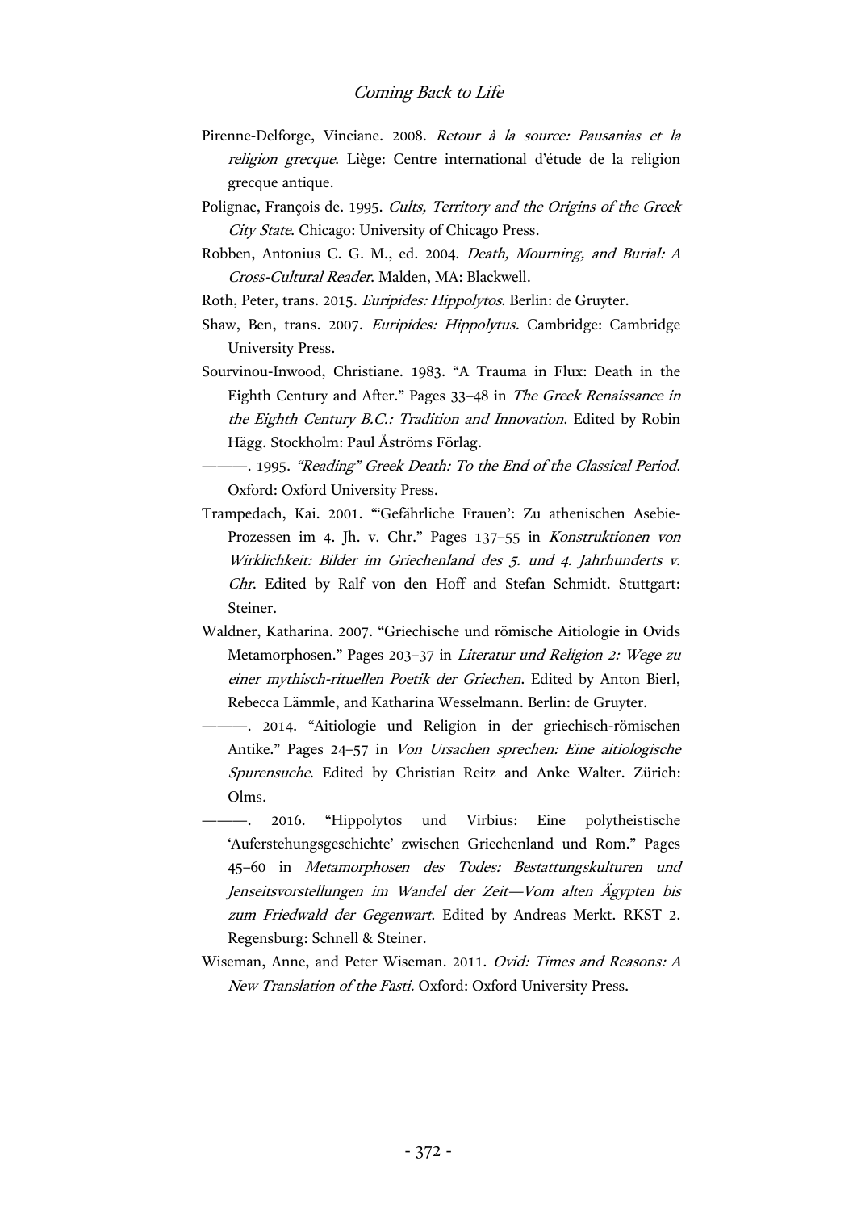Pirenne-Delforge, Vinciane. 2008. *Retour à la source: Pausanias et la religion grecque*. Liège: Centre international d'étude de la religion grecque antique.

Polignac, François de. 1995. *Cults, Territory and the Origins of the Greek City State*. Chicago: University of Chicago Press.

Robben, Antonius C. G. M., ed. 2004. *Death, Mourning, and Burial: A Cross-Cultural Reader*. Malden, MA: Blackwell.

Roth, Peter, trans. 2015. *Euripides: Hippolytos*. Berlin: de Gruyter.

Shaw, Ben, trans. 2007. *Euripides: Hippolytus.* Cambridge: Cambridge University Press.

Sourvinou-Inwood, Christiane. 1983. "A Trauma in Flux: Death in the Eighth Century and After." Pages 33–48 in *The Greek Renaissance in the Eighth Century B.C.: Tradition and Innovation*. Edited by Robin Hägg. Stockholm: Paul Åströms Förlag.

———. 1995. *"Reading" Greek Death: To the End of the Classical Period*. Oxford: Oxford University Press.

Trampedach, Kai. 2001. "'Gefährliche Frauen': Zu athenischen Asebie-Prozessen im 4. Jh. v. Chr." Pages 137–55 in *Konstruktionen von Wirklichkeit: Bilder im Griechenland des 5. und 4. Jahrhunderts v. Chr*. Edited by Ralf von den Hoff and Stefan Schmidt. Stuttgart: Steiner.

Waldner, Katharina. 2007. "Griechische und römische Aitiologie in Ovids Metamorphosen." Pages 203–37 in *Literatur und Religion 2: Wege zu einer mythisch-rituellen Poetik der Griechen*. Edited by Anton Bierl, Rebecca Lämmle, and Katharina Wesselmann. Berlin: de Gruyter.

———. 2014. "Aitiologie und Religion in der griechisch-römischen Antike." Pages 24–57 in *Von Ursachen sprechen: Eine aitiologische Spurensuche*. Edited by Christian Reitz and Anke Walter. Zürich: Olms.

———. 2016. "Hippolytos und Virbius: Eine polytheistische 'Auferstehungsgeschichte' zwischen Griechenland und Rom." Pages 45–60 in *Metamorphosen des Todes: Bestattungskulturen und Jenseitsvorstellungen im Wandel der Zeit—Vom alten Ägypten bis zum Friedwald der Gegenwart*. Edited by Andreas Merkt. RKST 2. Regensburg: Schnell & Steiner.

Wiseman, Anne, and Peter Wiseman. 2011. *Ovid: Times and Reasons: A New Translation of the Fasti.* Oxford: Oxford University Press.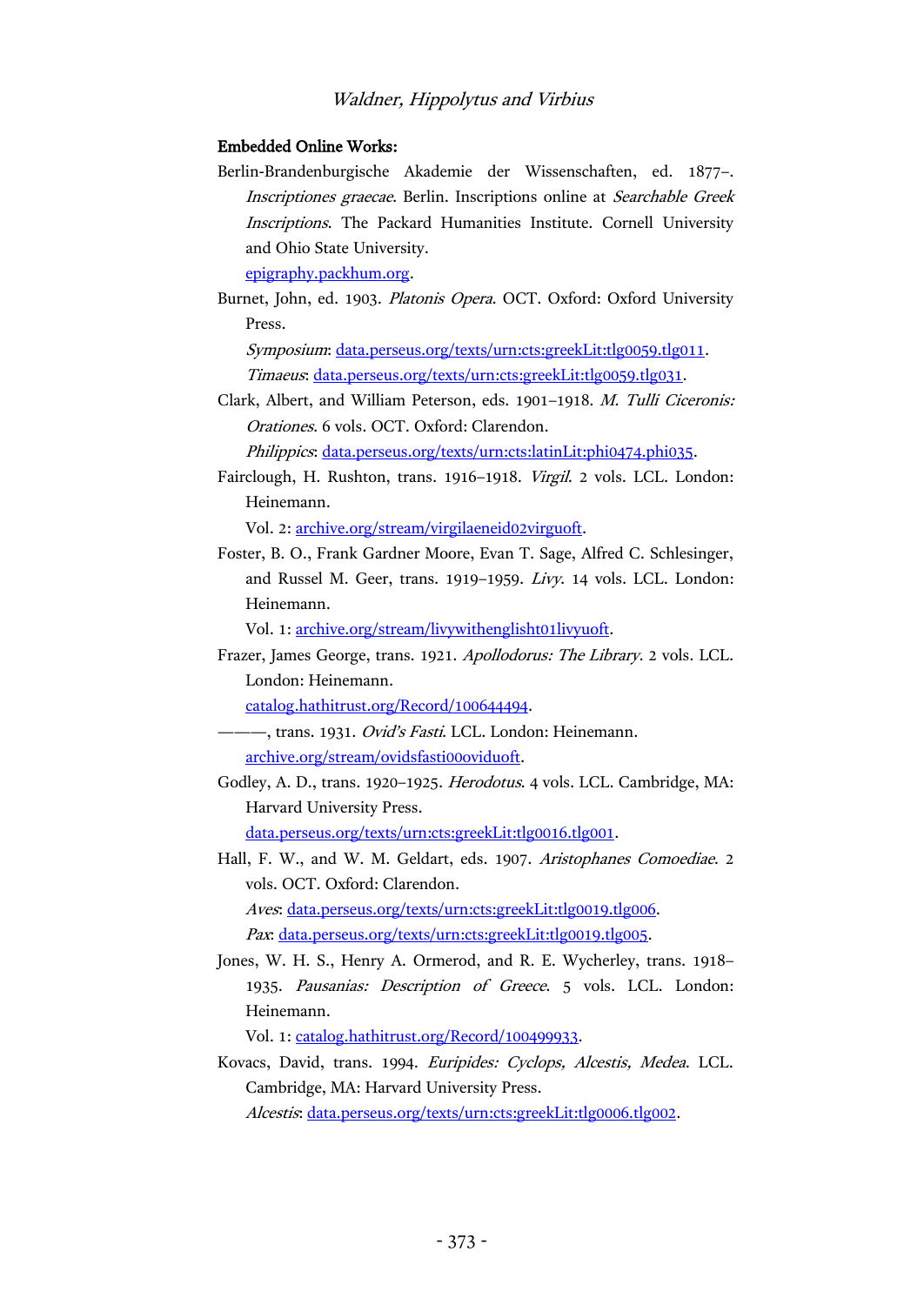**Embedded Online Works:**

Berlin-Brandenburgische Akademie der Wissenschaften, ed. 1877–. *Inscriptiones graecae*. Berlin. Inscriptions online at *Searchable Greek Inscriptions*. The Packard Humanities Institute. Cornell University and Ohio State University.
epigraphy.packhum.org.

Burnet, John, ed. 1903. *Platonis Opera*. OCT. Oxford: Oxford University Press.
*Symposium*: data.perseus.org/texts/urn:cts:greekLit:tlg0059.tlg011.
*Timaeus*: data.perseus.org/texts/urn:cts:greekLit:tlg0059.tlg031.

Clark, Albert, and William Peterson, eds. 1901–1918. *M. Tulli Ciceronis: Orationes*. 6 vols. OCT. Oxford: Clarendon.
*Philippics*: data.perseus.org/texts/urn:cts:latinLit:phi0474.phi035.

Fairclough, H. Rushton, trans. 1916–1918. *Virgil*. 2 vols. LCL. London: Heinemann.
Vol. 2: archive.org/stream/virgilaeneid02virguoft.

Foster, B. O., Frank Gardner Moore, Evan T. Sage, Alfred C. Schlesinger, and Russel M. Geer, trans. 1919–1959. *Livy*. 14 vols. LCL. London: Heinemann.
Vol. 1: archive.org/stream/livywithenglisht01livyuoft.

Frazer, James George, trans. 1921. *Apollodorus: The Library*. 2 vols. LCL. London: Heinemann.
catalog.hathitrust.org/Record/100644494.

———, trans. 1931. *Ovid's Fasti*. LCL. London: Heinemann.
archive.org/stream/ovidsfasti00oviduoft.

Godley, A. D., trans. 1920–1925. *Herodotus*. 4 vols. LCL. Cambridge, MA: Harvard University Press.
data.perseus.org/texts/urn:cts:greekLit:tlg0016.tlg001.

Hall, F. W., and W. M. Geldart, eds. 1907. *Aristophanes Comoediae*. 2 vols. OCT. Oxford: Clarendon.
*Aves*: data.perseus.org/texts/urn:cts:greekLit:tlg0019.tlg006.
*Pax*: data.perseus.org/texts/urn:cts:greekLit:tlg0019.tlg005.

Jones, W. H. S., Henry A. Ormerod, and R. E. Wycherley, trans. 1918–1935. *Pausanias: Description of Greece*. 5 vols. LCL. London: Heinemann.
Vol. 1: catalog.hathitrust.org/Record/100499933.

Kovacs, David, trans. 1994. *Euripides: Cyclops, Alcestis, Medea*. LCL. Cambridge, MA: Harvard University Press.
*Alcestis*: data.perseus.org/texts/urn:cts:greekLit:tlg0006.tlg002.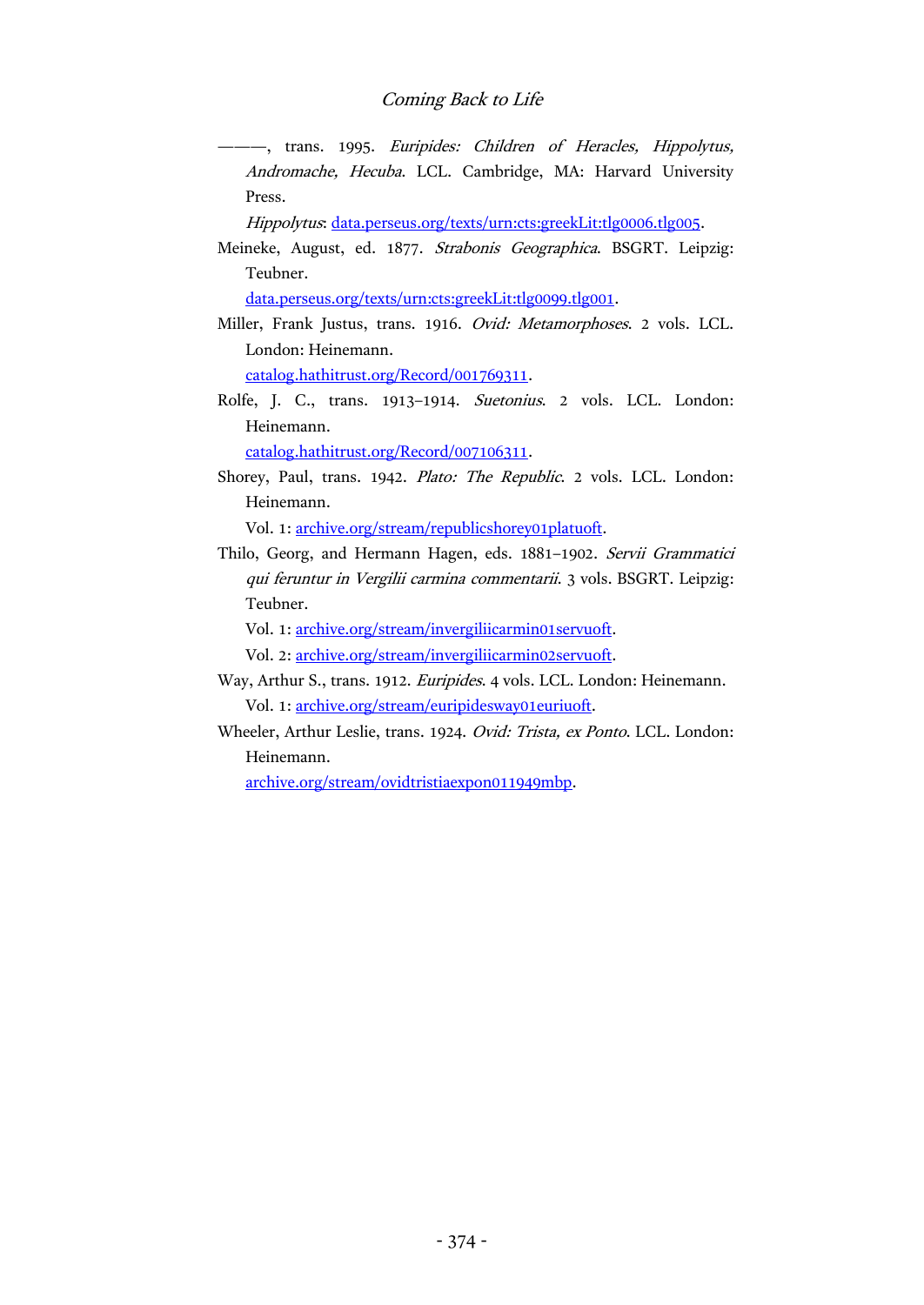———, trans. 1995. *Euripides: Children of Heracles, Hippolytus, Andromache, Hecuba*. LCL. Cambridge, MA: Harvard University Press.

*Hippolytus*: data.perseus.org/texts/urn:cts:greekLit:tlg0006.tlg005.

Meineke, August, ed. 1877. *Strabonis Geographica*. BSGRT. Leipzig: Teubner.

data.perseus.org/texts/urn:cts:greekLit:tlg0099.tlg001.

Miller, Frank Justus, trans. 1916. *Ovid: Metamorphoses*. 2 vols. LCL. London: Heinemann.

catalog.hathitrust.org/Record/001769311.

Rolfe, J. C., trans. 1913–1914. *Suetonius*. 2 vols. LCL. London: Heinemann.

catalog.hathitrust.org/Record/007106311.

Shorey, Paul, trans. 1942. *Plato: The Republic*. 2 vols. LCL. London: Heinemann.

Vol. 1: archive.org/stream/republicshorey01platuoft.

Thilo, Georg, and Hermann Hagen, eds. 1881–1902. *Servii Grammatici qui feruntur in Vergilii carmina commentarii*. 3 vols. BSGRT. Leipzig: Teubner.

Vol. 1: archive.org/stream/invergiliicarmin01servuoft.

Vol. 2: archive.org/stream/invergiliicarmin02servuoft.

Way, Arthur S., trans. 1912. *Euripides*. 4 vols. LCL. London: Heinemann.

Vol. 1: archive.org/stream/euripidesway01euriuoft.

Wheeler, Arthur Leslie, trans. 1924. *Ovid: Trista, ex Ponto*. LCL. London: Heinemann.

archive.org/stream/ovidtristiaexpon011949mbp.